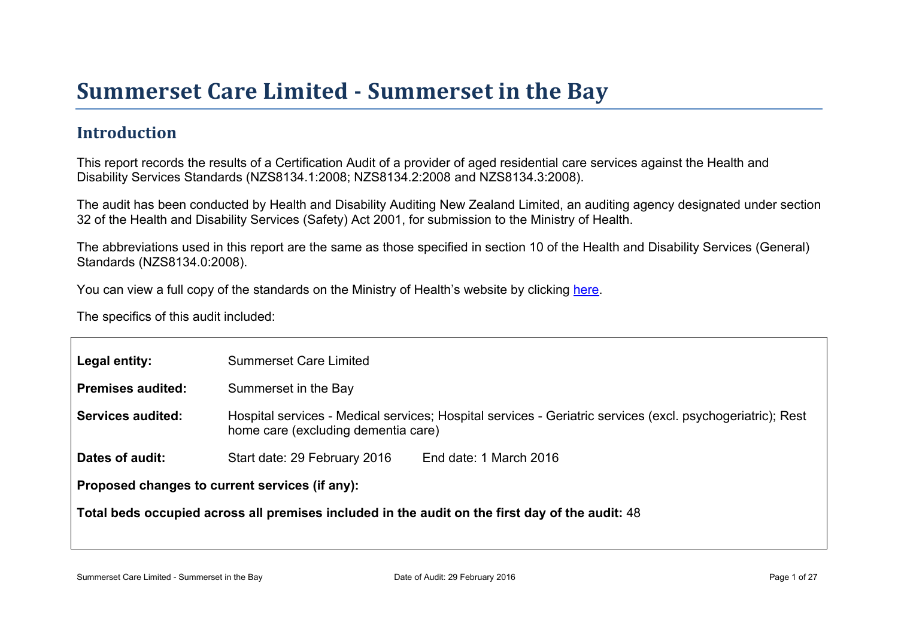# Summerset Care Limited - Summerset in the Bay

## Introduction

This report records the results of a Certification Audit of a provider of aged residential care services against the Health and Disability Services Standards (NZS8134.1:2008; NZS8134.2:2008 and NZS8134.3:2008).

The audit has been conducted by Health and Disability Auditing New Zealand Limited, an auditing agency designated under section 32 of the Health and Disability Services (Safety) Act 2001, for submission to the Ministry of Health.

The abbreviations used in this report are the same as those specified in section 10 of the Health and Disability Services (General) Standards (NZS8134.0:2008).

You can view a full copy of the standards on the Ministry of Health's website by clicking here.

The specifics of this audit included:

**Legal entity:** Summerset Care Limited

**Premises audited:** Summerset in the Bay

**Services audited:** Hospital services - Medical services; Hospital services - Geriatric services (excl. psychogeriatric); Rest home care (excluding dementia care)

**Dates of audit:** Start date: 29 February 2016 End date: 1 March 2016

**Proposed changes to current services (if any):**

**Total beds occupied across all premises included in the audit on the first day of the audit:** 48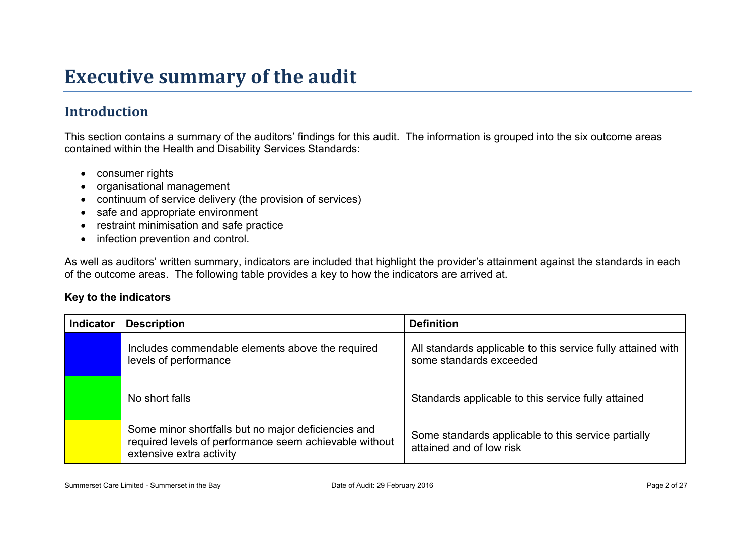# Executive summary of the audit

## Introduction

This section contains a summary of the auditors' findings for this audit. The information is grouped into the six outcome areas contained within the Health and Disability Services Standards:

- consumer rights
- organisational management
- continuum of service delivery (the provision of services)
- safe and appropriate environment
- restraint minimisation and safe practice
- infection prevention and control.

As well as auditors' written summary, indicators are included that highlight the provider's attainment against the standards in each of the outcome areas. The following table provides a key to how the indicators are arrived at.

**Key to the indicators**

| Indicator | Description | Definition |
|---|---|---|
| | Includes commendable elements above the required levels of performance | All standards applicable to this service fully attained with some standards exceeded |
| | No short falls | Standards applicable to this service fully attained |
| | Some minor shortfalls but no major deficiencies and required levels of performance seem achievable without extensive extra activity | Some standards applicable to this service partially attained and of low risk |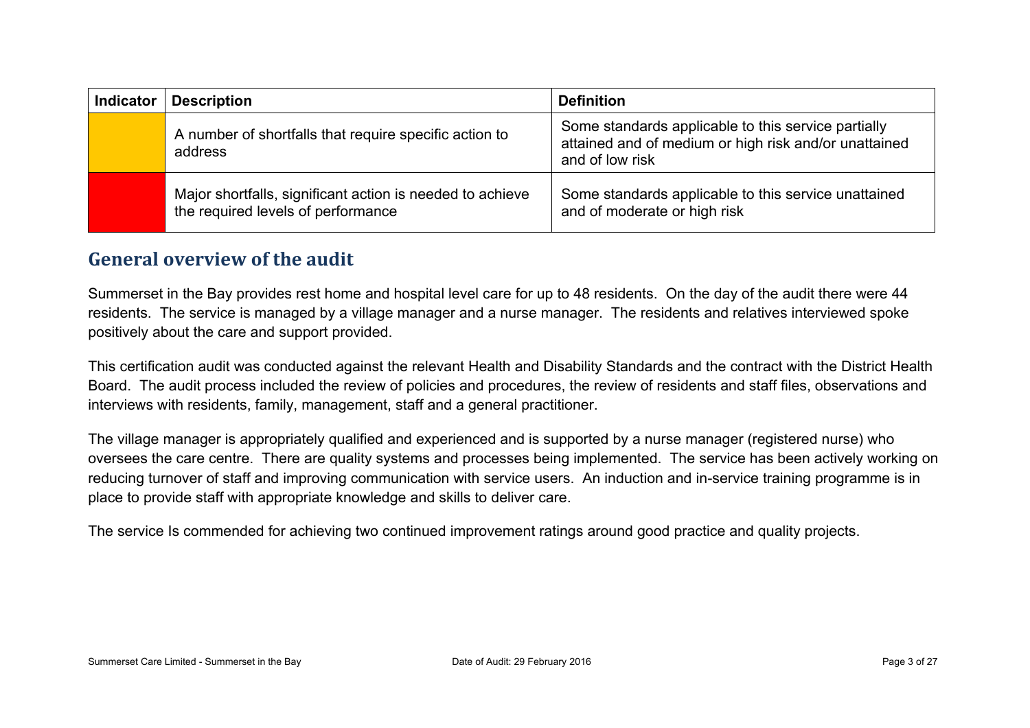| Indicator | Description | Definition |
|---|---|---|
| | A number of shortfalls that require specific action to address | Some standards applicable to this service partially attained and of medium or high risk and/or unattained and of low risk |
| | Major shortfalls, significant action is needed to achieve the required levels of performance | Some standards applicable to this service unattained and of moderate or high risk |

## General overview of the audit

Summerset in the Bay provides rest home and hospital level care for up to 48 residents. On the day of the audit there were 44 residents. The service is managed by a village manager and a nurse manager. The residents and relatives interviewed spoke positively about the care and support provided.

This certification audit was conducted against the relevant Health and Disability Standards and the contract with the District Health Board. The audit process included the review of policies and procedures, the review of residents and staff files, observations and interviews with residents, family, management, staff and a general practitioner.

The village manager is appropriately qualified and experienced and is supported by a nurse manager (registered nurse) who oversees the care centre. There are quality systems and processes being implemented. The service has been actively working on reducing turnover of staff and improving communication with service users. An induction and in-service training programme is in place to provide staff with appropriate knowledge and skills to deliver care.

The service Is commended for achieving two continued improvement ratings around good practice and quality projects.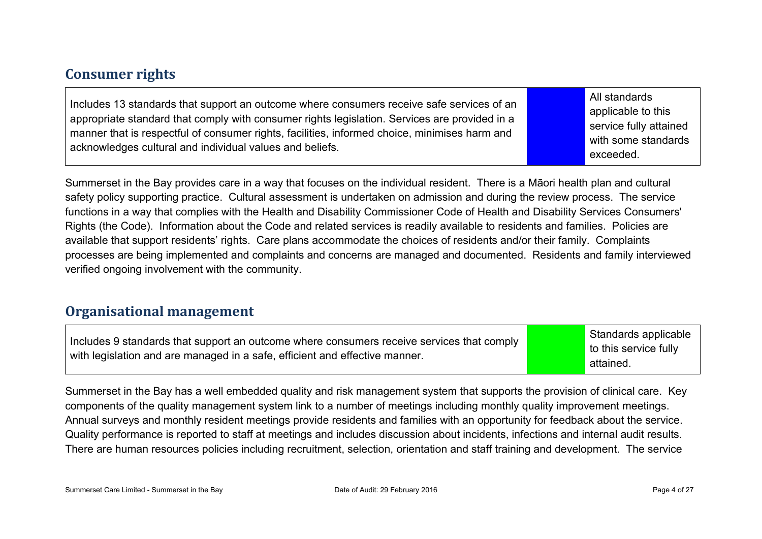## Consumer rights

| Includes 13 standards that support an outcome where consumers receive safe services of an appropriate standard that comply with consumer rights legislation. Services are provided in a manner that is respectful of consumer rights, facilities, informed choice, minimises harm and acknowledges cultural and individual values and beliefs. | | All standards applicable to this service fully attained with some standards exceeded. |
|---|---|---|

Summerset in the Bay provides care in a way that focuses on the individual resident. There is a Māori health plan and cultural safety policy supporting practice. Cultural assessment is undertaken on admission and during the review process. The service functions in a way that complies with the Health and Disability Commissioner Code of Health and Disability Services Consumers' Rights (the Code). Information about the Code and related services is readily available to residents and families. Policies are available that support residents' rights. Care plans accommodate the choices of residents and/or their family. Complaints processes are being implemented and complaints and concerns are managed and documented. Residents and family interviewed verified ongoing involvement with the community.

## Organisational management

| Includes 9 standards that support an outcome where consumers receive services that comply with legislation and are managed in a safe, efficient and effective manner. | | Standards applicable to this service fully attained. |
|---|---|---|

Summerset in the Bay has a well embedded quality and risk management system that supports the provision of clinical care. Key components of the quality management system link to a number of meetings including monthly quality improvement meetings. Annual surveys and monthly resident meetings provide residents and families with an opportunity for feedback about the service. Quality performance is reported to staff at meetings and includes discussion about incidents, infections and internal audit results. There are human resources policies including recruitment, selection, orientation and staff training and development. The service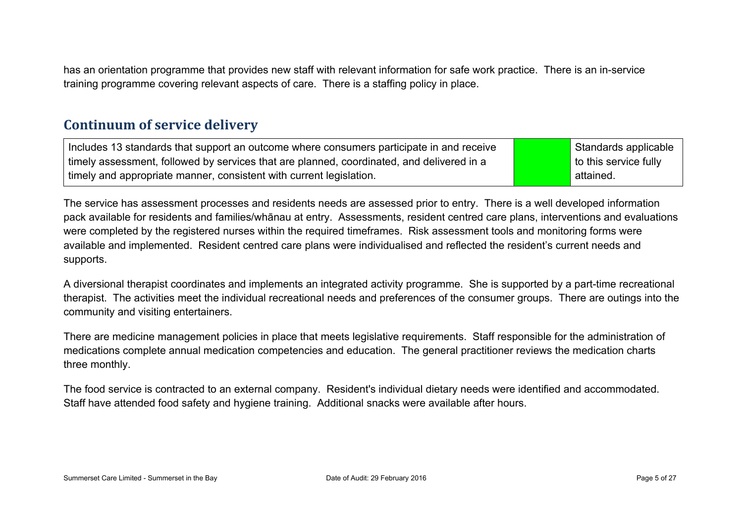has an orientation programme that provides new staff with relevant information for safe work practice. There is an in-service training programme covering relevant aspects of care. There is a staffing policy in place.

## Continuum of service delivery

| | | |
|---|---|---|
| Includes 13 standards that support an outcome where consumers participate in and receive timely assessment, followed by services that are planned, coordinated, and delivered in a timely and appropriate manner, consistent with current legislation. | | Standards applicable to this service fully attained. |

The service has assessment processes and residents needs are assessed prior to entry. There is a well developed information pack available for residents and families/whānau at entry. Assessments, resident centred care plans, interventions and evaluations were completed by the registered nurses within the required timeframes. Risk assessment tools and monitoring forms were available and implemented. Resident centred care plans were individualised and reflected the resident's current needs and supports.

A diversional therapist coordinates and implements an integrated activity programme. She is supported by a part-time recreational therapist. The activities meet the individual recreational needs and preferences of the consumer groups. There are outings into the community and visiting entertainers.

There are medicine management policies in place that meets legislative requirements. Staff responsible for the administration of medications complete annual medication competencies and education. The general practitioner reviews the medication charts three monthly.

The food service is contracted to an external company. Resident's individual dietary needs were identified and accommodated. Staff have attended food safety and hygiene training. Additional snacks were available after hours.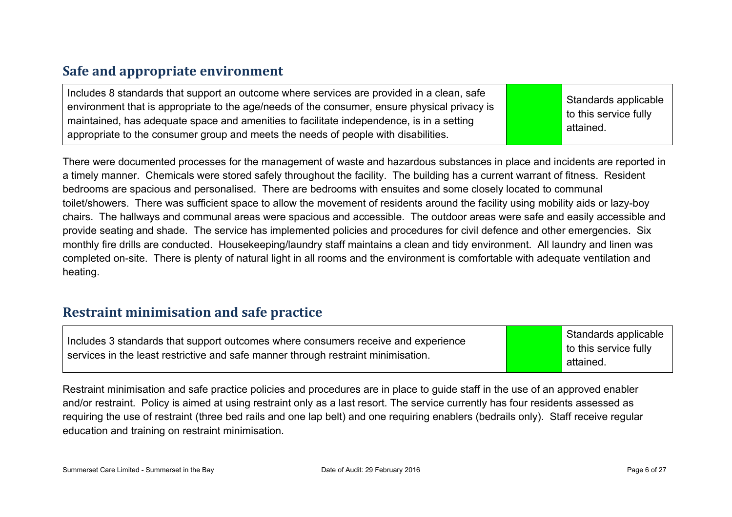## Safe and appropriate environment

| Includes 8 standards that support an outcome where services are provided in a clean, safe environment that is appropriate to the age/needs of the consumer, ensure physical privacy is maintained, has adequate space and amenities to facilitate independence, is in a setting appropriate to the consumer group and meets the needs of people with disabilities. | | Standards applicable to this service fully attained. |
|---|---|---|

There were documented processes for the management of waste and hazardous substances in place and incidents are reported in a timely manner. Chemicals were stored safely throughout the facility. The building has a current warrant of fitness. Resident bedrooms are spacious and personalised. There are bedrooms with ensuites and some closely located to communal toilet/showers. There was sufficient space to allow the movement of residents around the facility using mobility aids or lazy-boy chairs. The hallways and communal areas were spacious and accessible. The outdoor areas were safe and easily accessible and provide seating and shade. The service has implemented policies and procedures for civil defence and other emergencies. Six monthly fire drills are conducted. Housekeeping/laundry staff maintains a clean and tidy environment. All laundry and linen was completed on-site. There is plenty of natural light in all rooms and the environment is comfortable with adequate ventilation and heating.

## Restraint minimisation and safe practice

| Includes 3 standards that support outcomes where consumers receive and experience services in the least restrictive and safe manner through restraint minimisation. | | Standards applicable to this service fully attained. |
|---|---|---|

Restraint minimisation and safe practice policies and procedures are in place to guide staff in the use of an approved enabler and/or restraint. Policy is aimed at using restraint only as a last resort. The service currently has four residents assessed as requiring the use of restraint (three bed rails and one lap belt) and one requiring enablers (bedrails only). Staff receive regular education and training on restraint minimisation.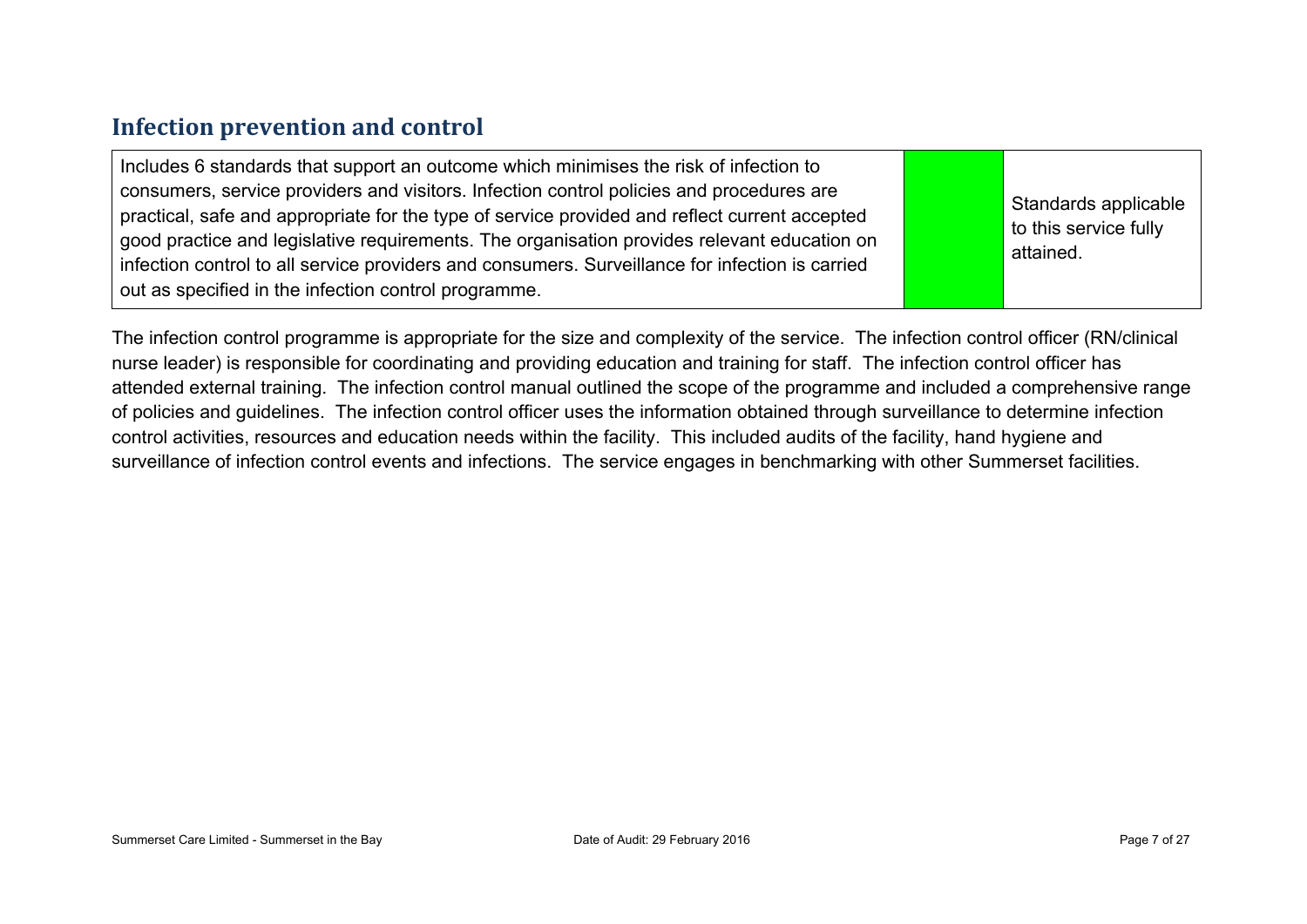## Infection prevention and control

| Includes 6 standards that support an outcome which minimises the risk of infection to consumers, service providers and visitors. Infection control policies and procedures are practical, safe and appropriate for the type of service provided and reflect current accepted good practice and legislative requirements. The organisation provides relevant education on infection control to all service providers and consumers. Surveillance for infection is carried out as specified in the infection control programme. | | Standards applicable to this service fully attained. |
|---|---|---|

The infection control programme is appropriate for the size and complexity of the service. The infection control officer (RN/clinical nurse leader) is responsible for coordinating and providing education and training for staff. The infection control officer has attended external training. The infection control manual outlined the scope of the programme and included a comprehensive range of policies and guidelines. The infection control officer uses the information obtained through surveillance to determine infection control activities, resources and education needs within the facility. This included audits of the facility, hand hygiene and surveillance of infection control events and infections. The service engages in benchmarking with other Summerset facilities.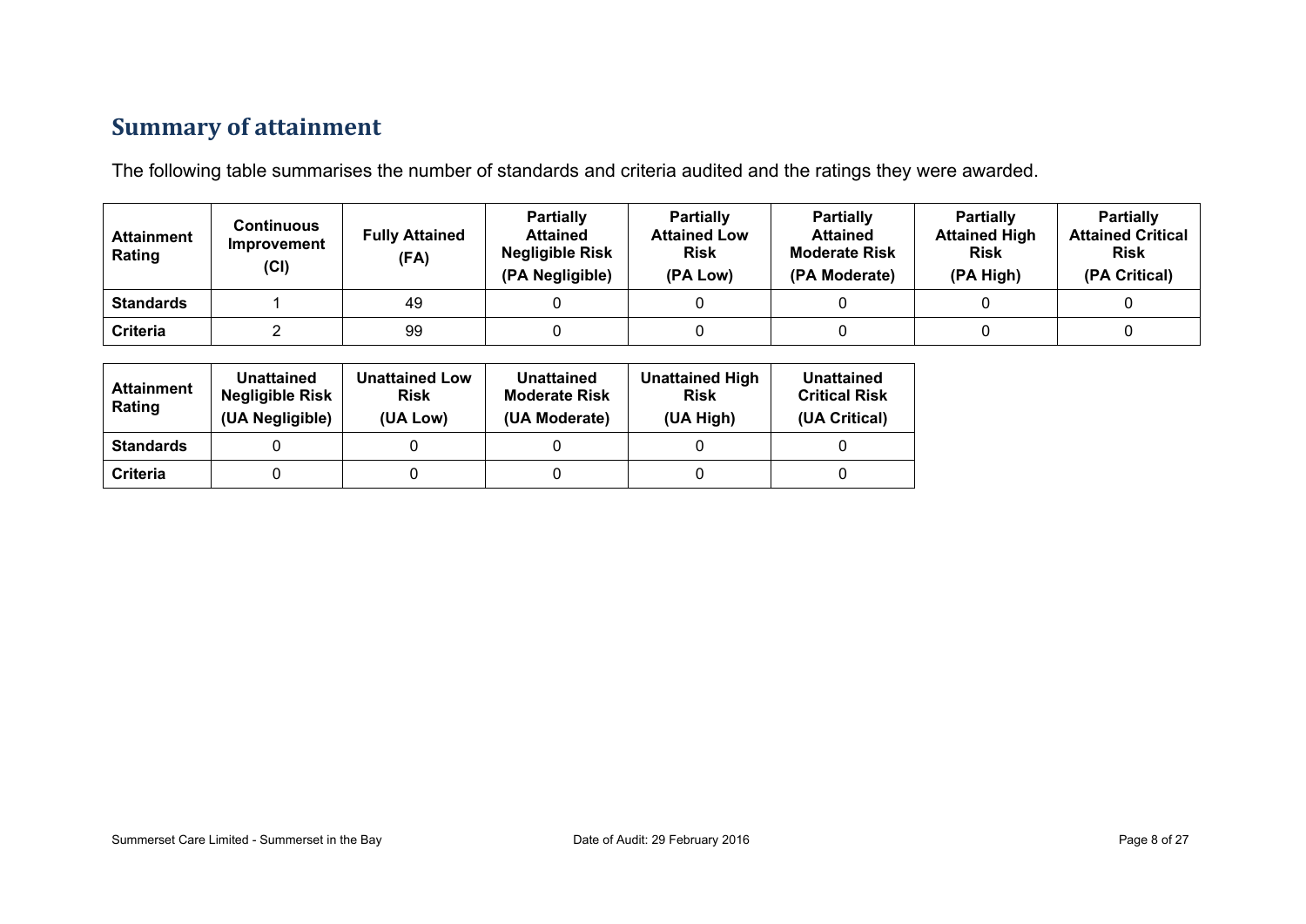## Summary of attainment

The following table summarises the number of standards and criteria audited and the ratings they were awarded.

| Attainment Rating | Continuous Improvement (CI) | Fully Attained (FA) | Partially Attained Negligible Risk (PA Negligible) | Partially Attained Low Risk (PA Low) | Partially Attained Moderate Risk (PA Moderate) | Partially Attained High Risk (PA High) | Partially Attained Critical Risk (PA Critical) |
|---|---|---|---|---|---|---|---|
| **Standards** | 1 | 49 | 0 | 0 | 0 | 0 | 0 |
| **Criteria** | 2 | 99 | 0 | 0 | 0 | 0 | 0 |

| Attainment Rating | Unattained Negligible Risk (UA Negligible) | Unattained Low Risk (UA Low) | Unattained Moderate Risk (UA Moderate) | Unattained High Risk (UA High) | Unattained Critical Risk (UA Critical) |
|---|---|---|---|---|---|
| **Standards** | 0 | 0 | 0 | 0 | 0 |
| **Criteria** | 0 | 0 | 0 | 0 | 0 |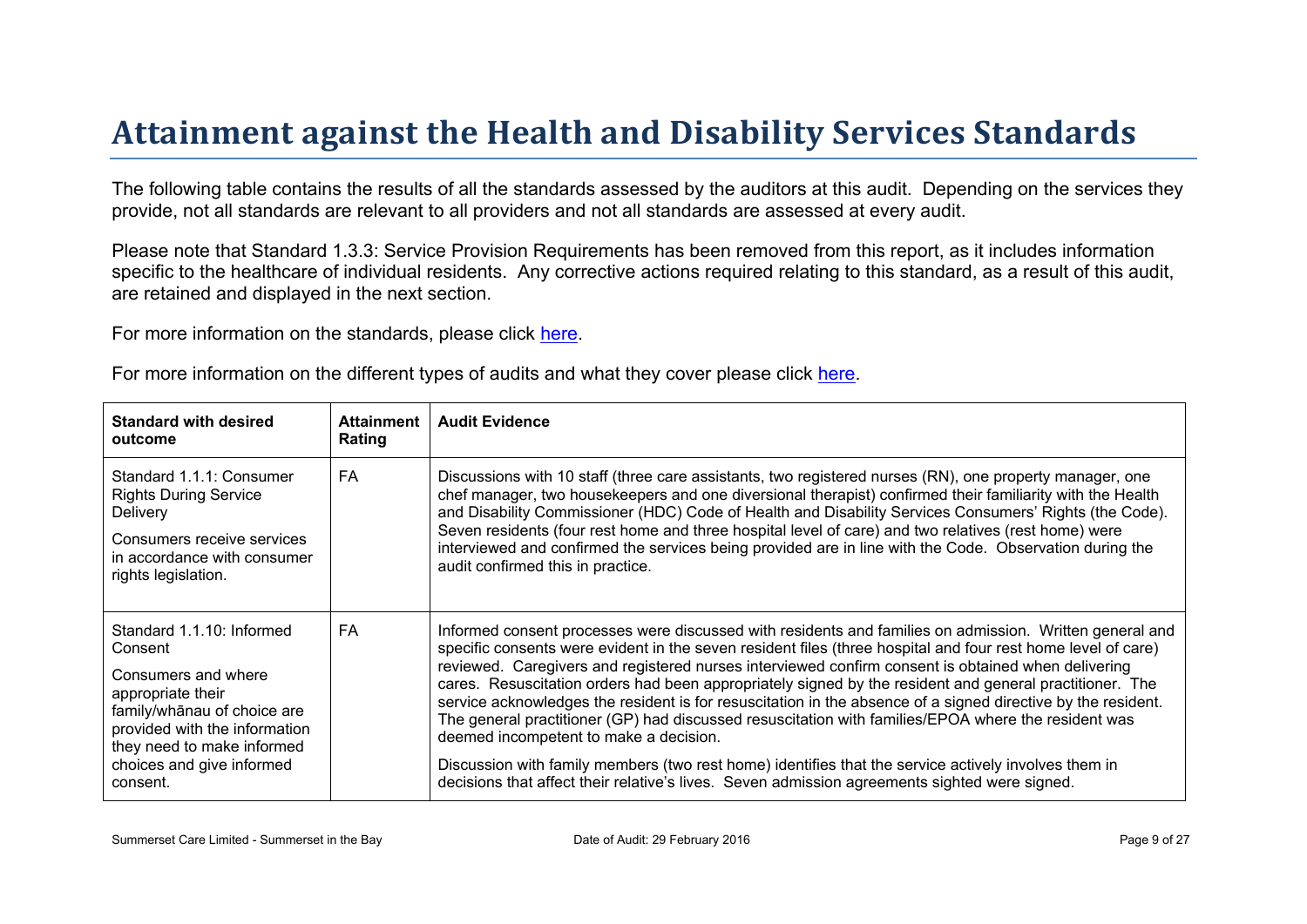# Attainment against the Health and Disability Services Standards

The following table contains the results of all the standards assessed by the auditors at this audit. Depending on the services they provide, not all standards are relevant to all providers and not all standards are assessed at every audit.

Please note that Standard 1.3.3: Service Provision Requirements has been removed from this report, as it includes information specific to the healthcare of individual residents. Any corrective actions required relating to this standard, as a result of this audit, are retained and displayed in the next section.

For more information on the standards, please click here.

For more information on the different types of audits and what they cover please click here.

| Standard with desired outcome | Attainment Rating | Audit Evidence |
|---|---|---|
| Standard 1.1.1: Consumer Rights During Service Delivery<br><br>Consumers receive services in accordance with consumer rights legislation. | FA | Discussions with 10 staff (three care assistants, two registered nurses (RN), one property manager, one chef manager, two housekeepers and one diversional therapist) confirmed their familiarity with the Health and Disability Commissioner (HDC) Code of Health and Disability Services Consumers' Rights (the Code). Seven residents (four rest home and three hospital level of care) and two relatives (rest home) were interviewed and confirmed the services being provided are in line with the Code. Observation during the audit confirmed this in practice. |
| Standard 1.1.10: Informed Consent<br><br>Consumers and where appropriate their family/whānau of choice are provided with the information they need to make informed choices and give informed consent. | FA | Informed consent processes were discussed with residents and families on admission. Written general and specific consents were evident in the seven resident files (three hospital and four rest home level of care) reviewed. Caregivers and registered nurses interviewed confirm consent is obtained when delivering cares. Resuscitation orders had been appropriately signed by the resident and general practitioner. The service acknowledges the resident is for resuscitation in the absence of a signed directive by the resident. The general practitioner (GP) had discussed resuscitation with families/EPOA where the resident was deemed incompetent to make a decision.<br><br>Discussion with family members (two rest home) identifies that the service actively involves them in decisions that affect their relative's lives. Seven admission agreements sighted were signed. |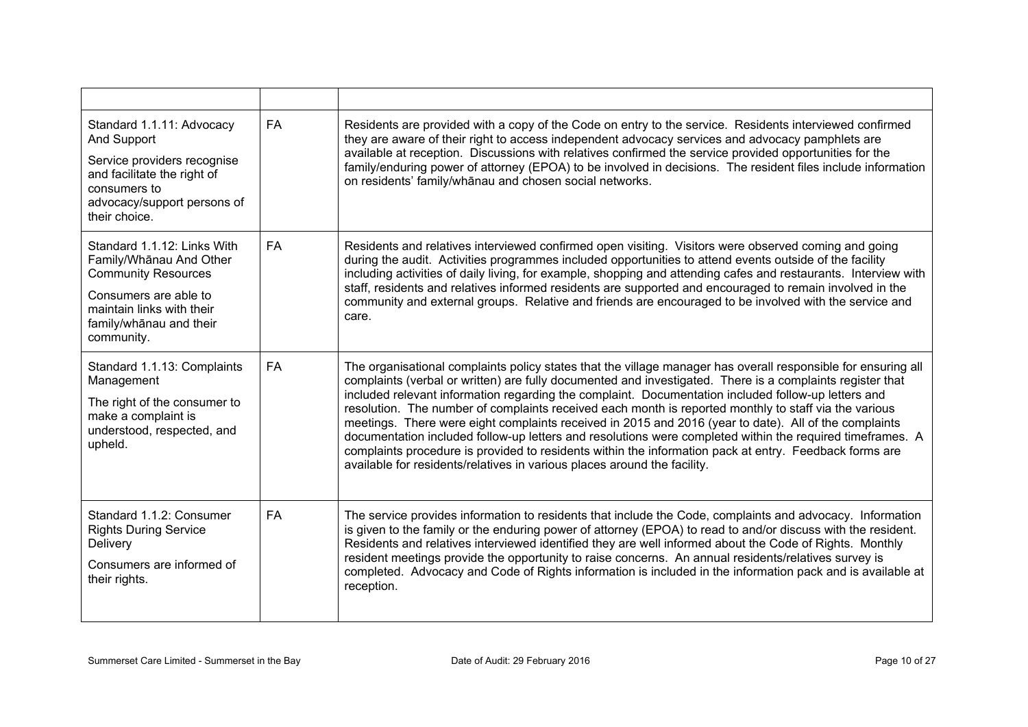| | | |
|---|---|---|
| Standard 1.1.11: Advocacy And Support<br><br>Service providers recognise and facilitate the right of consumers to advocacy/support persons of their choice. | FA | Residents are provided with a copy of the Code on entry to the service. Residents interviewed confirmed they are aware of their right to access independent advocacy services and advocacy pamphlets are available at reception. Discussions with relatives confirmed the service provided opportunities for the family/enduring power of attorney (EPOA) to be involved in decisions. The resident files include information on residents' family/whānau and chosen social networks. |
| Standard 1.1.12: Links With Family/Whānau And Other Community Resources<br><br>Consumers are able to maintain links with their family/whānau and their community. | FA | Residents and relatives interviewed confirmed open visiting. Visitors were observed coming and going during the audit. Activities programmes included opportunities to attend events outside of the facility including activities of daily living, for example, shopping and attending cafes and restaurants. Interview with staff, residents and relatives informed residents are supported and encouraged to remain involved in the community and external groups. Relative and friends are encouraged to be involved with the service and care. |
| Standard 1.1.13: Complaints Management<br><br>The right of the consumer to make a complaint is understood, respected, and upheld. | FA | The organisational complaints policy states that the village manager has overall responsible for ensuring all complaints (verbal or written) are fully documented and investigated. There is a complaints register that included relevant information regarding the complaint. Documentation included follow-up letters and resolution. The number of complaints received each month is reported monthly to staff via the various meetings. There were eight complaints received in 2015 and 2016 (year to date). All of the complaints documentation included follow-up letters and resolutions were completed within the required timeframes. A complaints procedure is provided to residents within the information pack at entry. Feedback forms are available for residents/relatives in various places around the facility. |
| Standard 1.1.2: Consumer Rights During Service Delivery<br><br>Consumers are informed of their rights. | FA | The service provides information to residents that include the Code, complaints and advocacy. Information is given to the family or the enduring power of attorney (EPOA) to read to and/or discuss with the resident. Residents and relatives interviewed identified they are well informed about the Code of Rights. Monthly resident meetings provide the opportunity to raise concerns. An annual residents/relatives survey is completed. Advocacy and Code of Rights information is included in the information pack and is available at reception. |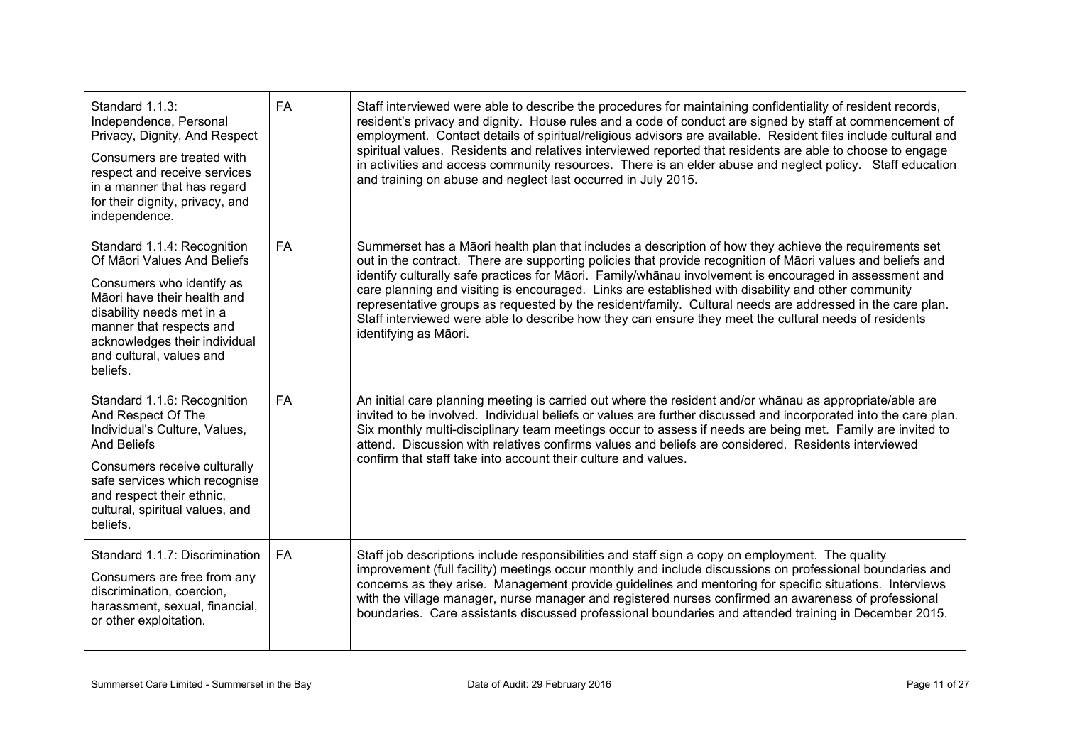| Standard 1.1.3: Independence, Personal Privacy, Dignity, And Respect<br><br>Consumers are treated with respect and receive services in a manner that has regard for their dignity, privacy, and independence. | FA | Staff interviewed were able to describe the procedures for maintaining confidentiality of resident records, resident's privacy and dignity. House rules and a code of conduct are signed by staff at commencement of employment. Contact details of spiritual/religious advisors are available. Resident files include cultural and spiritual values. Residents and relatives interviewed reported that residents are able to choose to engage in activities and access community resources. There is an elder abuse and neglect policy. Staff education and training on abuse and neglect last occurred in July 2015. |
|---|---|---|
| Standard 1.1.4: Recognition Of Māori Values And Beliefs<br><br>Consumers who identify as Māori have their health and disability needs met in a manner that respects and acknowledges their individual and cultural, values and beliefs. | FA | Summerset has a Māori health plan that includes a description of how they achieve the requirements set out in the contract. There are supporting policies that provide recognition of Māori values and beliefs and identify culturally safe practices for Māori. Family/whānau involvement is encouraged in assessment and care planning and visiting is encouraged. Links are established with disability and other community representative groups as requested by the resident/family. Cultural needs are addressed in the care plan. Staff interviewed were able to describe how they can ensure they meet the cultural needs of residents identifying as Māori. |
| Standard 1.1.6: Recognition And Respect Of The Individual's Culture, Values, And Beliefs<br><br>Consumers receive culturally safe services which recognise and respect their ethnic, cultural, spiritual values, and beliefs. | FA | An initial care planning meeting is carried out where the resident and/or whānau as appropriate/able are invited to be involved. Individual beliefs or values are further discussed and incorporated into the care plan. Six monthly multi-disciplinary team meetings occur to assess if needs are being met. Family are invited to attend. Discussion with relatives confirms values and beliefs are considered. Residents interviewed confirm that staff take into account their culture and values. |
| Standard 1.1.7: Discrimination<br><br>Consumers are free from any discrimination, coercion, harassment, sexual, financial, or other exploitation. | FA | Staff job descriptions include responsibilities and staff sign a copy on employment. The quality improvement (full facility) meetings occur monthly and include discussions on professional boundaries and concerns as they arise. Management provide guidelines and mentoring for specific situations. Interviews with the village manager, nurse manager and registered nurses confirmed an awareness of professional boundaries. Care assistants discussed professional boundaries and attended training in December 2015. |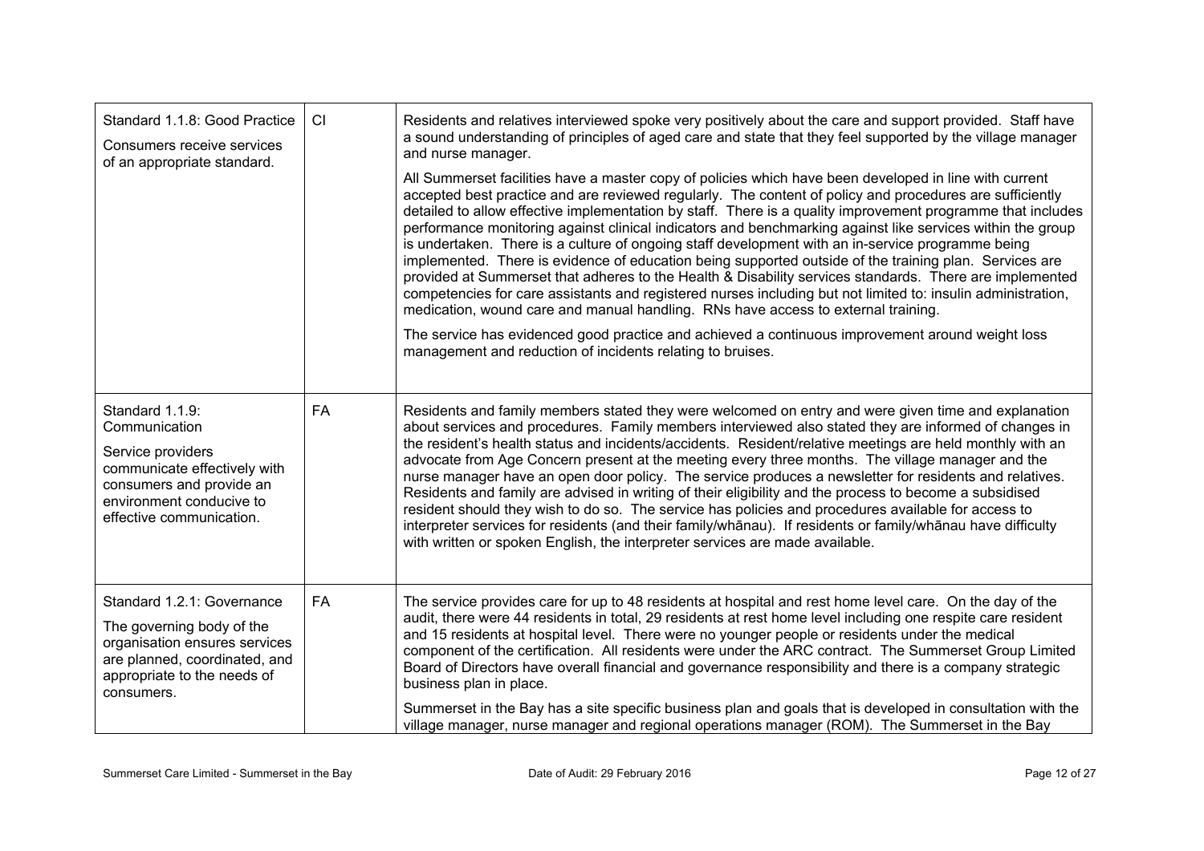| Standard 1.1.8: Good Practice<br>Consumers receive services of an appropriate standard. | CI | Residents and relatives interviewed spoke very positively about the care and support provided. Staff have a sound understanding of principles of aged care and state that they feel supported by the village manager and nurse manager.<br>All Summerset facilities have a master copy of policies which have been developed in line with current accepted best practice and are reviewed regularly. The content of policy and procedures are sufficiently detailed to allow effective implementation by staff. There is a quality improvement programme that includes performance monitoring against clinical indicators and benchmarking against like services within the group is undertaken. There is a culture of ongoing staff development with an in-service programme being implemented. There is evidence of education being supported outside of the training plan. Services are provided at Summerset that adheres to the Health & Disability services standards. There are implemented competencies for care assistants and registered nurses including but not limited to: insulin administration, medication, wound care and manual handling. RNs have access to external training.<br>The service has evidenced good practice and achieved a continuous improvement around weight loss management and reduction of incidents relating to bruises. |
|---|---|---|
| Standard 1.1.9: Communication<br>Service providers communicate effectively with consumers and provide an environment conducive to effective communication. | FA | Residents and family members stated they were welcomed on entry and were given time and explanation about services and procedures. Family members interviewed also stated they are informed of changes in the resident's health status and incidents/accidents. Resident/relative meetings are held monthly with an advocate from Age Concern present at the meeting every three months. The village manager and the nurse manager have an open door policy. The service produces a newsletter for residents and relatives. Residents and family are advised in writing of their eligibility and the process to become a subsidised resident should they wish to do so. The service has policies and procedures available for access to interpreter services for residents (and their family/whānau). If residents or family/whānau have difficulty with written or spoken English, the interpreter services are made available. |
| Standard 1.2.1: Governance<br>The governing body of the organisation ensures services are planned, coordinated, and appropriate to the needs of consumers. | FA | The service provides care for up to 48 residents at hospital and rest home level care. On the day of the audit, there were 44 residents in total, 29 residents at rest home level including one respite care resident and 15 residents at hospital level. There were no younger people or residents under the medical component of the certification. All residents were under the ARC contract. The Summerset Group Limited Board of Directors have overall financial and governance responsibility and there is a company strategic business plan in place.<br>Summerset in the Bay has a site specific business plan and goals that is developed in consultation with the village manager, nurse manager and regional operations manager (ROM). The Summerset in the Bay |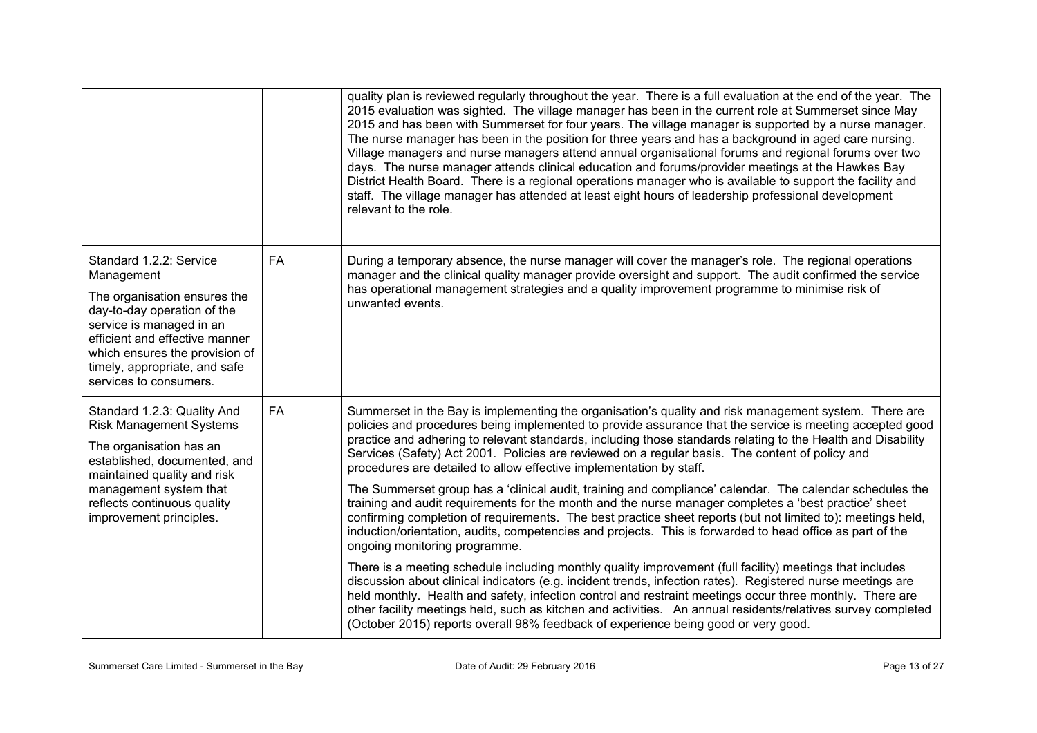| | | |
|---|---|---|
| | | quality plan is reviewed regularly throughout the year. There is a full evaluation at the end of the year. The 2015 evaluation was sighted. The village manager has been in the current role at Summerset since May 2015 and has been with Summerset for four years. The village manager is supported by a nurse manager. The nurse manager has been in the position for three years and has a background in aged care nursing. Village managers and nurse managers attend annual organisational forums and regional forums over two days. The nurse manager attends clinical education and forums/provider meetings at the Hawkes Bay District Health Board. There is a regional operations manager who is available to support the facility and staff. The village manager has attended at least eight hours of leadership professional development relevant to the role. |
| Standard 1.2.2: Service Management<br><br>The organisation ensures the day-to-day operation of the service is managed in an efficient and effective manner which ensures the provision of timely, appropriate, and safe services to consumers. | FA | During a temporary absence, the nurse manager will cover the manager's role. The regional operations manager and the clinical quality manager provide oversight and support. The audit confirmed the service has operational management strategies and a quality improvement programme to minimise risk of unwanted events. |
| Standard 1.2.3: Quality And Risk Management Systems<br><br>The organisation has an established, documented, and maintained quality and risk management system that reflects continuous quality improvement principles. | FA | Summerset in the Bay is implementing the organisation's quality and risk management system. There are policies and procedures being implemented to provide assurance that the service is meeting accepted good practice and adhering to relevant standards, including those standards relating to the Health and Disability Services (Safety) Act 2001. Policies are reviewed on a regular basis. The content of policy and procedures are detailed to allow effective implementation by staff.<br><br>The Summerset group has a 'clinical audit, training and compliance' calendar. The calendar schedules the training and audit requirements for the month and the nurse manager completes a 'best practice' sheet confirming completion of requirements. The best practice sheet reports (but not limited to): meetings held, induction/orientation, audits, competencies and projects. This is forwarded to head office as part of the ongoing monitoring programme.<br><br>There is a meeting schedule including monthly quality improvement (full facility) meetings that includes discussion about clinical indicators (e.g. incident trends, infection rates). Registered nurse meetings are held monthly. Health and safety, infection control and restraint meetings occur three monthly. There are other facility meetings held, such as kitchen and activities. An annual residents/relatives survey completed (October 2015) reports overall 98% feedback of experience being good or very good. |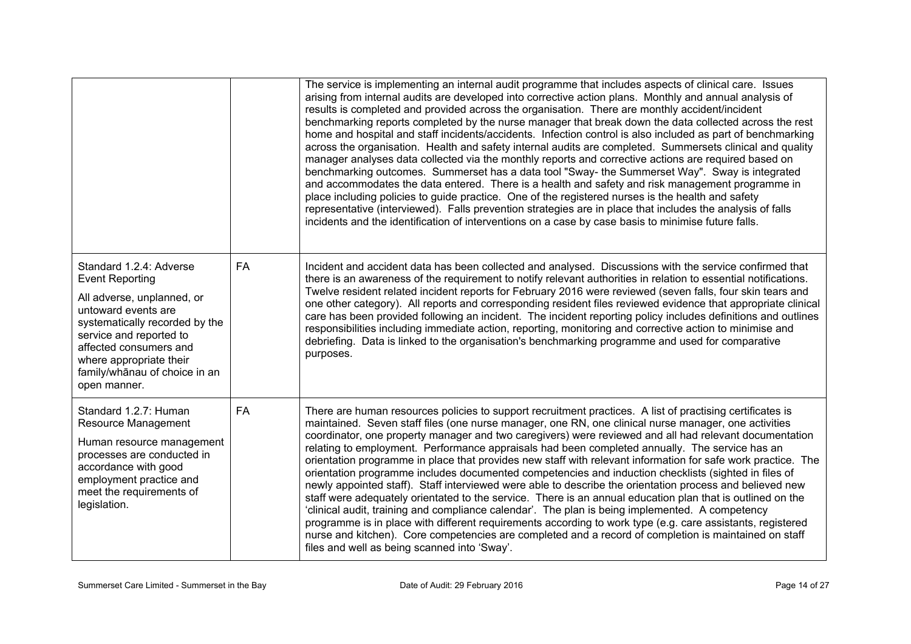| | | |
|---|---|---|
| | | The service is implementing an internal audit programme that includes aspects of clinical care. Issues arising from internal audits are developed into corrective action plans. Monthly and annual analysis of results is completed and provided across the organisation. There are monthly accident/incident benchmarking reports completed by the nurse manager that break down the data collected across the rest home and hospital and staff incidents/accidents. Infection control is also included as part of benchmarking across the organisation. Health and safety internal audits are completed. Summersets clinical and quality manager analyses data collected via the monthly reports and corrective actions are required based on benchmarking outcomes. Summerset has a data tool "Sway- the Summerset Way". Sway is integrated and accommodates the data entered. There is a health and safety and risk management programme in place including policies to guide practice. One of the registered nurses is the health and safety representative (interviewed). Falls prevention strategies are in place that includes the analysis of falls incidents and the identification of interventions on a case by case basis to minimise future falls. |
| Standard 1.2.4: Adverse Event Reporting<br><br>All adverse, unplanned, or untoward events are systematically recorded by the service and reported to affected consumers and where appropriate their family/whānau of choice in an open manner. | FA | Incident and accident data has been collected and analysed. Discussions with the service confirmed that there is an awareness of the requirement to notify relevant authorities in relation to essential notifications. Twelve resident related incident reports for February 2016 were reviewed (seven falls, four skin tears and one other category). All reports and corresponding resident files reviewed evidence that appropriate clinical care has been provided following an incident. The incident reporting policy includes definitions and outlines responsibilities including immediate action, reporting, monitoring and corrective action to minimise and debriefing. Data is linked to the organisation's benchmarking programme and used for comparative purposes. |
| Standard 1.2.7: Human Resource Management<br><br>Human resource management processes are conducted in accordance with good employment practice and meet the requirements of legislation. | FA | There are human resources policies to support recruitment practices. A list of practising certificates is maintained. Seven staff files (one nurse manager, one RN, one clinical nurse manager, one activities coordinator, one property manager and two caregivers) were reviewed and all had relevant documentation relating to employment. Performance appraisals had been completed annually. The service has an orientation programme in place that provides new staff with relevant information for safe work practice. The orientation programme includes documented competencies and induction checklists (sighted in files of newly appointed staff). Staff interviewed were able to describe the orientation process and believed new staff were adequately orientated to the service. There is an annual education plan that is outlined on the 'clinical audit, training and compliance calendar'. The plan is being implemented. A competency programme is in place with different requirements according to work type (e.g. care assistants, registered nurse and kitchen). Core competencies are completed and a record of completion is maintained on staff files and well as being scanned into 'Sway'. |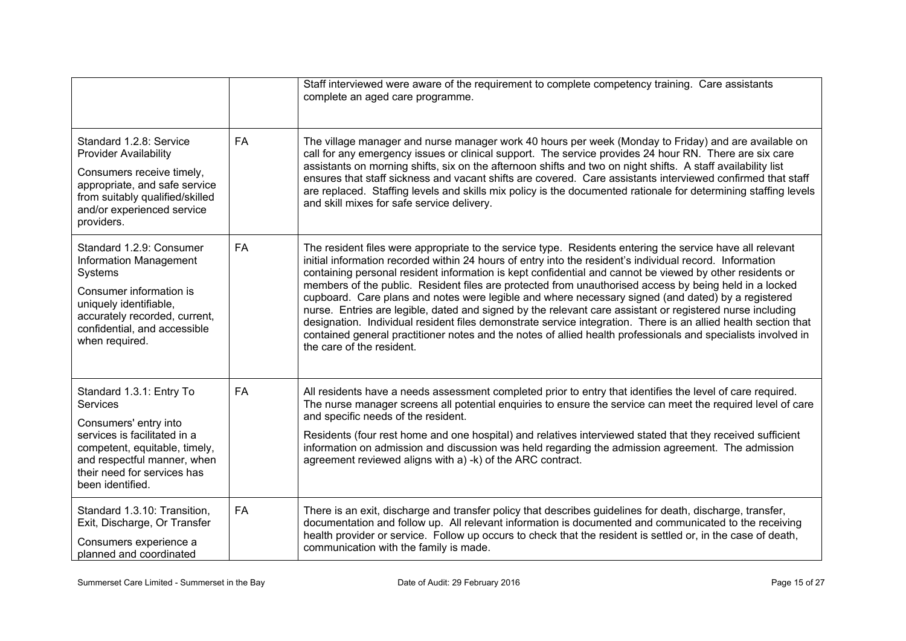| | | |
|---|---|---|
| | | Staff interviewed were aware of the requirement to complete competency training. Care assistants complete an aged care programme. |
| Standard 1.2.8: Service Provider Availability<br><br>Consumers receive timely, appropriate, and safe service from suitably qualified/skilled and/or experienced service providers. | FA | The village manager and nurse manager work 40 hours per week (Monday to Friday) and are available on call for any emergency issues or clinical support. The service provides 24 hour RN. There are six care assistants on morning shifts, six on the afternoon shifts and two on night shifts. A staff availability list ensures that staff sickness and vacant shifts are covered. Care assistants interviewed confirmed that staff are replaced. Staffing levels and skills mix policy is the documented rationale for determining staffing levels and skill mixes for safe service delivery. |
| Standard 1.2.9: Consumer Information Management Systems<br><br>Consumer information is uniquely identifiable, accurately recorded, current, confidential, and accessible when required. | FA | The resident files were appropriate to the service type. Residents entering the service have all relevant initial information recorded within 24 hours of entry into the resident's individual record. Information containing personal resident information is kept confidential and cannot be viewed by other residents or members of the public. Resident files are protected from unauthorised access by being held in a locked cupboard. Care plans and notes were legible and where necessary signed (and dated) by a registered nurse. Entries are legible, dated and signed by the relevant care assistant or registered nurse including designation. Individual resident files demonstrate service integration. There is an allied health section that contained general practitioner notes and the notes of allied health professionals and specialists involved in the care of the resident. |
| Standard 1.3.1: Entry To Services<br><br>Consumers' entry into services is facilitated in a competent, equitable, timely, and respectful manner, when their need for services has been identified. | FA | All residents have a needs assessment completed prior to entry that identifies the level of care required. The nurse manager screens all potential enquiries to ensure the service can meet the required level of care and specific needs of the resident.<br><br>Residents (four rest home and one hospital) and relatives interviewed stated that they received sufficient information on admission and discussion was held regarding the admission agreement. The admission agreement reviewed aligns with a) -k) of the ARC contract. |
| Standard 1.3.10: Transition, Exit, Discharge, Or Transfer<br><br>Consumers experience a planned and coordinated | FA | There is an exit, discharge and transfer policy that describes guidelines for death, discharge, transfer, documentation and follow up. All relevant information is documented and communicated to the receiving health provider or service. Follow up occurs to check that the resident is settled or, in the case of death, communication with the family is made. |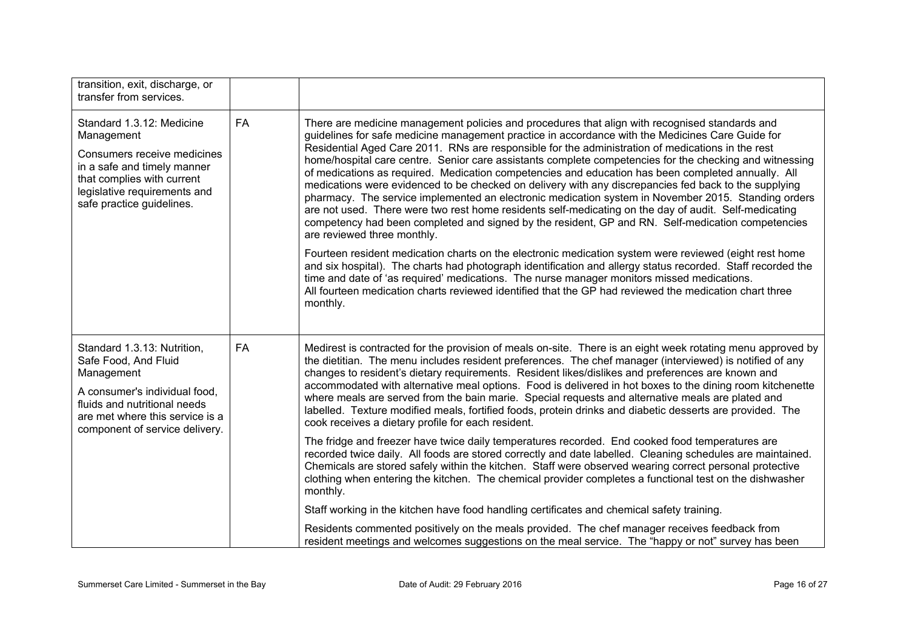| | | |
|---|---|---|
| transition, exit, discharge, or transfer from services. | | |
| Standard 1.3.12: Medicine Management<br><br>Consumers receive medicines in a safe and timely manner that complies with current legislative requirements and safe practice guidelines. | FA | There are medicine management policies and procedures that align with recognised standards and guidelines for safe medicine management practice in accordance with the Medicines Care Guide for Residential Aged Care 2011. RNs are responsible for the administration of medications in the rest home/hospital care centre. Senior care assistants complete competencies for the checking and witnessing of medications as required. Medication competencies and education has been completed annually. All medications were evidenced to be checked on delivery with any discrepancies fed back to the supplying pharmacy. The service implemented an electronic medication system in November 2015. Standing orders are not used. There were two rest home residents self-medicating on the day of audit. Self-medicating competency had been completed and signed by the resident, GP and RN. Self-medication competencies are reviewed three monthly.<br><br>Fourteen resident medication charts on the electronic medication system were reviewed (eight rest home and six hospital). The charts had photograph identification and allergy status recorded. Staff recorded the time and date of 'as required' medications. The nurse manager monitors missed medications.<br>All fourteen medication charts reviewed identified that the GP had reviewed the medication chart three monthly. |
| Standard 1.3.13: Nutrition, Safe Food, And Fluid Management<br><br>A consumer's individual food, fluids and nutritional needs are met where this service is a component of service delivery. | FA | Medirest is contracted for the provision of meals on-site. There is an eight week rotating menu approved by the dietitian. The menu includes resident preferences. The chef manager (interviewed) is notified of any changes to resident's dietary requirements. Resident likes/dislikes and preferences are known and accommodated with alternative meal options. Food is delivered in hot boxes to the dining room kitchenette where meals are served from the bain marie. Special requests and alternative meals are plated and labelled. Texture modified meals, fortified foods, protein drinks and diabetic desserts are provided. The cook receives a dietary profile for each resident.<br><br>The fridge and freezer have twice daily temperatures recorded. End cooked food temperatures are recorded twice daily. All foods are stored correctly and date labelled. Cleaning schedules are maintained. Chemicals are stored safely within the kitchen. Staff were observed wearing correct personal protective clothing when entering the kitchen. The chemical provider completes a functional test on the dishwasher monthly.<br><br>Staff working in the kitchen have food handling certificates and chemical safety training.<br><br>Residents commented positively on the meals provided. The chef manager receives feedback from resident meetings and welcomes suggestions on the meal service. The "happy or not" survey has been |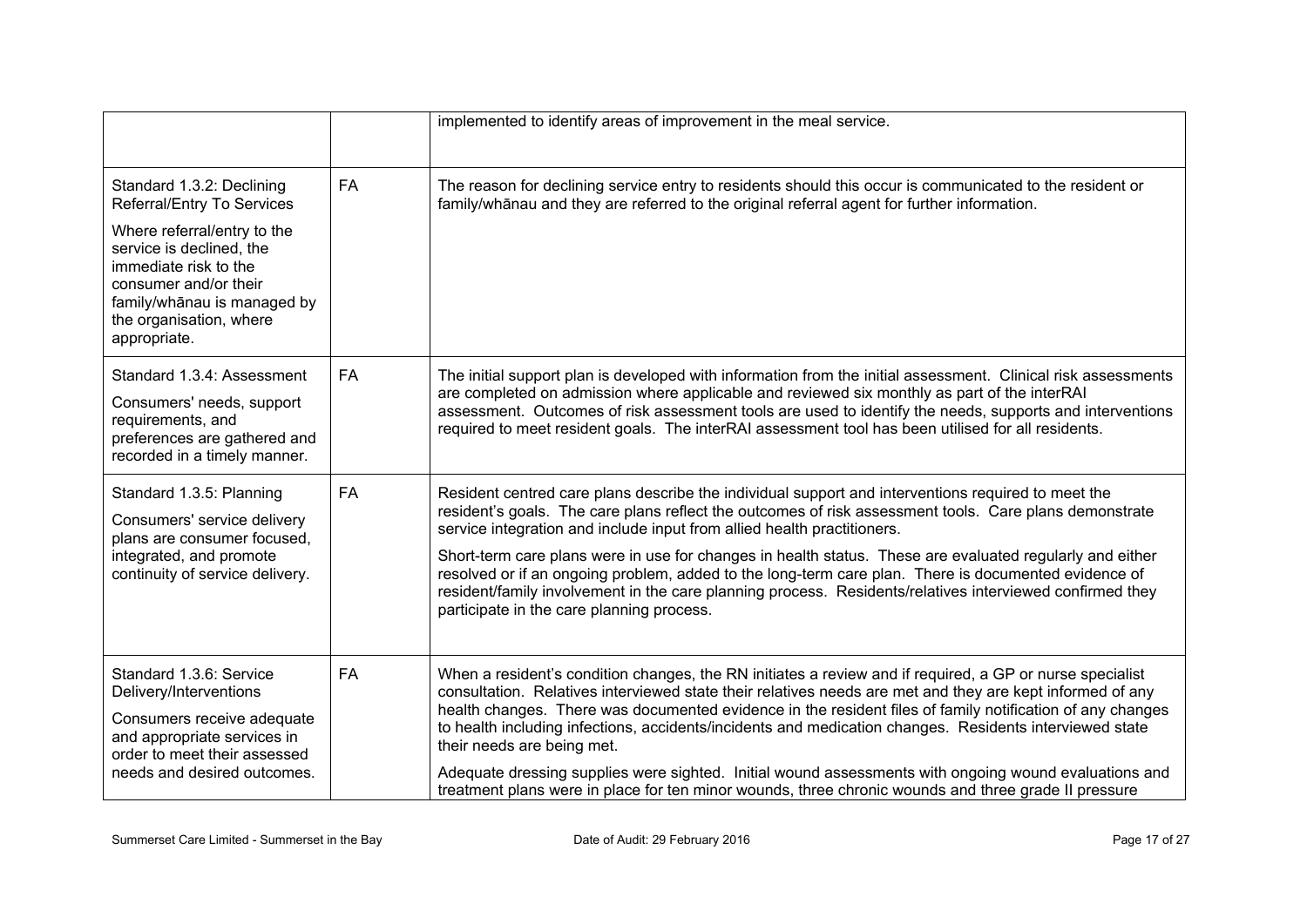| | | |
|---|---|---|
| | | implemented to identify areas of improvement in the meal service. |
| Standard 1.3.2: Declining Referral/Entry To Services<br><br>Where referral/entry to the service is declined, the immediate risk to the consumer and/or their family/whānau is managed by the organisation, where appropriate. | FA | The reason for declining service entry to residents should this occur is communicated to the resident or family/whānau and they are referred to the original referral agent for further information. |
| Standard 1.3.4: Assessment<br><br>Consumers' needs, support requirements, and preferences are gathered and recorded in a timely manner. | FA | The initial support plan is developed with information from the initial assessment. Clinical risk assessments are completed on admission where applicable and reviewed six monthly as part of the interRAI assessment. Outcomes of risk assessment tools are used to identify the needs, supports and interventions required to meet resident goals. The interRAI assessment tool has been utilised for all residents. |
| Standard 1.3.5: Planning<br><br>Consumers' service delivery plans are consumer focused, integrated, and promote continuity of service delivery. | FA | Resident centred care plans describe the individual support and interventions required to meet the resident's goals. The care plans reflect the outcomes of risk assessment tools. Care plans demonstrate service integration and include input from allied health practitioners.<br><br>Short-term care plans were in use for changes in health status. These are evaluated regularly and either resolved or if an ongoing problem, added to the long-term care plan. There is documented evidence of resident/family involvement in the care planning process. Residents/relatives interviewed confirmed they participate in the care planning process. |
| Standard 1.3.6: Service Delivery/Interventions<br><br>Consumers receive adequate and appropriate services in order to meet their assessed needs and desired outcomes. | FA | When a resident's condition changes, the RN initiates a review and if required, a GP or nurse specialist consultation. Relatives interviewed state their relatives needs are met and they are kept informed of any health changes. There was documented evidence in the resident files of family notification of any changes to health including infections, accidents/incidents and medication changes. Residents interviewed state their needs are being met.<br><br>Adequate dressing supplies were sighted. Initial wound assessments with ongoing wound evaluations and treatment plans were in place for ten minor wounds, three chronic wounds and three grade II pressure |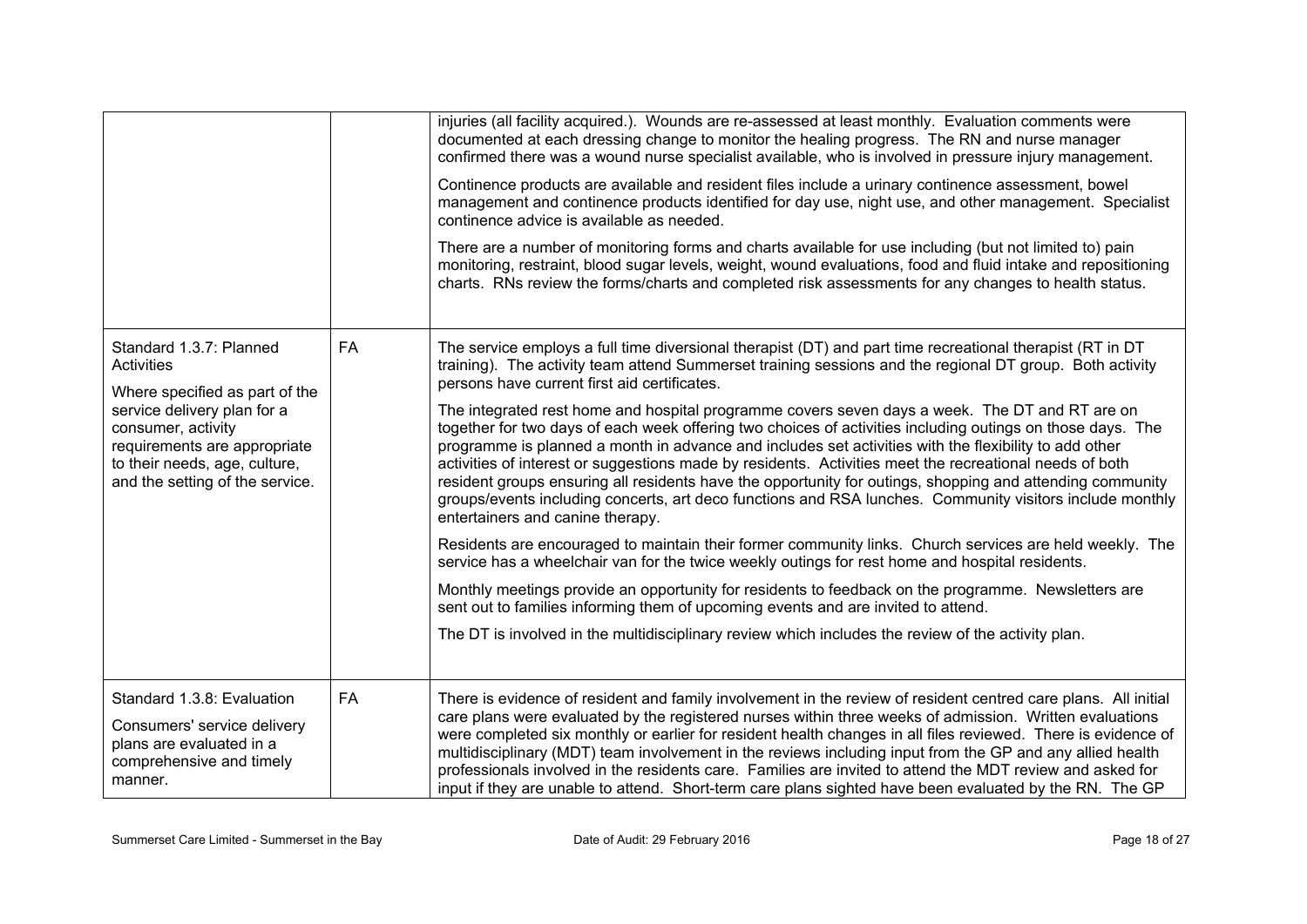| | | |
|---|---|---|
| | | injuries (all facility acquired.). Wounds are re-assessed at least monthly. Evaluation comments were documented at each dressing change to monitor the healing progress. The RN and nurse manager confirmed there was a wound nurse specialist available, who is involved in pressure injury management.<br><br>Continence products are available and resident files include a urinary continence assessment, bowel management and continence products identified for day use, night use, and other management. Specialist continence advice is available as needed.<br><br>There are a number of monitoring forms and charts available for use including (but not limited to) pain monitoring, restraint, blood sugar levels, weight, wound evaluations, food and fluid intake and repositioning charts. RNs review the forms/charts and completed risk assessments for any changes to health status. |
| Standard 1.3.7: Planned Activities<br><br>Where specified as part of the service delivery plan for a consumer, activity requirements are appropriate to their needs, age, culture, and the setting of the service. | FA | The service employs a full time diversional therapist (DT) and part time recreational therapist (RT in DT training). The activity team attend Summerset training sessions and the regional DT group. Both activity persons have current first aid certificates.<br><br>The integrated rest home and hospital programme covers seven days a week. The DT and RT are on together for two days of each week offering two choices of activities including outings on those days. The programme is planned a month in advance and includes set activities with the flexibility to add other activities of interest or suggestions made by residents. Activities meet the recreational needs of both resident groups ensuring all residents have the opportunity for outings, shopping and attending community groups/events including concerts, art deco functions and RSA lunches. Community visitors include monthly entertainers and canine therapy.<br><br>Residents are encouraged to maintain their former community links. Church services are held weekly. The service has a wheelchair van for the twice weekly outings for rest home and hospital residents.<br><br>Monthly meetings provide an opportunity for residents to feedback on the programme. Newsletters are sent out to families informing them of upcoming events and are invited to attend.<br><br>The DT is involved in the multidisciplinary review which includes the review of the activity plan. |
| Standard 1.3.8: Evaluation<br><br>Consumers' service delivery plans are evaluated in a comprehensive and timely manner. | FA | There is evidence of resident and family involvement in the review of resident centred care plans. All initial care plans were evaluated by the registered nurses within three weeks of admission. Written evaluations were completed six monthly or earlier for resident health changes in all files reviewed. There is evidence of multidisciplinary (MDT) team involvement in the reviews including input from the GP and any allied health professionals involved in the residents care. Families are invited to attend the MDT review and asked for input if they are unable to attend. Short-term care plans sighted have been evaluated by the RN. The GP |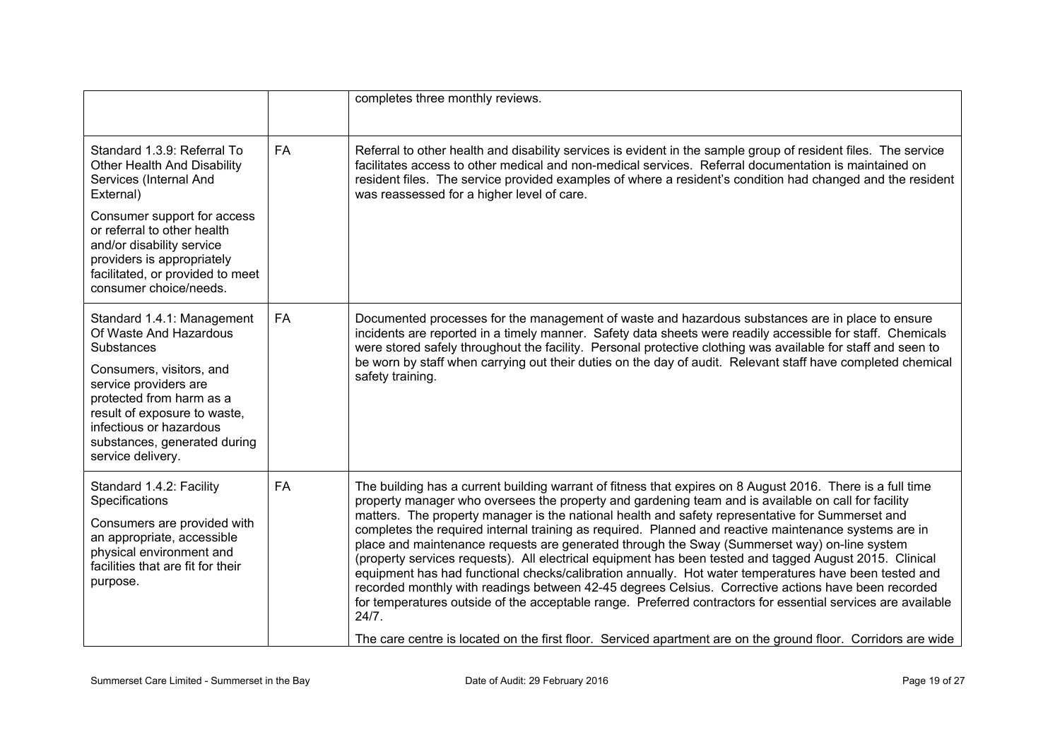| | | |
|---|---|---|
| | | completes three monthly reviews. |
| Standard 1.3.9: Referral To Other Health And Disability Services (Internal And External)<br><br>Consumer support for access or referral to other health and/or disability service providers is appropriately facilitated, or provided to meet consumer choice/needs. | FA | Referral to other health and disability services is evident in the sample group of resident files. The service facilitates access to other medical and non-medical services. Referral documentation is maintained on resident files. The service provided examples of where a resident's condition had changed and the resident was reassessed for a higher level of care. |
| Standard 1.4.1: Management Of Waste And Hazardous Substances<br><br>Consumers, visitors, and service providers are protected from harm as a result of exposure to waste, infectious or hazardous substances, generated during service delivery. | FA | Documented processes for the management of waste and hazardous substances are in place to ensure incidents are reported in a timely manner. Safety data sheets were readily accessible for staff. Chemicals were stored safely throughout the facility. Personal protective clothing was available for staff and seen to be worn by staff when carrying out their duties on the day of audit. Relevant staff have completed chemical safety training. |
| Standard 1.4.2: Facility Specifications<br><br>Consumers are provided with an appropriate, accessible physical environment and facilities that are fit for their purpose. | FA | The building has a current building warrant of fitness that expires on 8 August 2016. There is a full time property manager who oversees the property and gardening team and is available on call for facility matters. The property manager is the national health and safety representative for Summerset and completes the required internal training as required. Planned and reactive maintenance systems are in place and maintenance requests are generated through the Sway (Summerset way) on-line system (property services requests). All electrical equipment has been tested and tagged August 2015. Clinical equipment has had functional checks/calibration annually. Hot water temperatures have been tested and recorded monthly with readings between 42-45 degrees Celsius. Corrective actions have been recorded for temperatures outside of the acceptable range. Preferred contractors for essential services are available 24/7.<br><br>The care centre is located on the first floor. Serviced apartment are on the ground floor. Corridors are wide |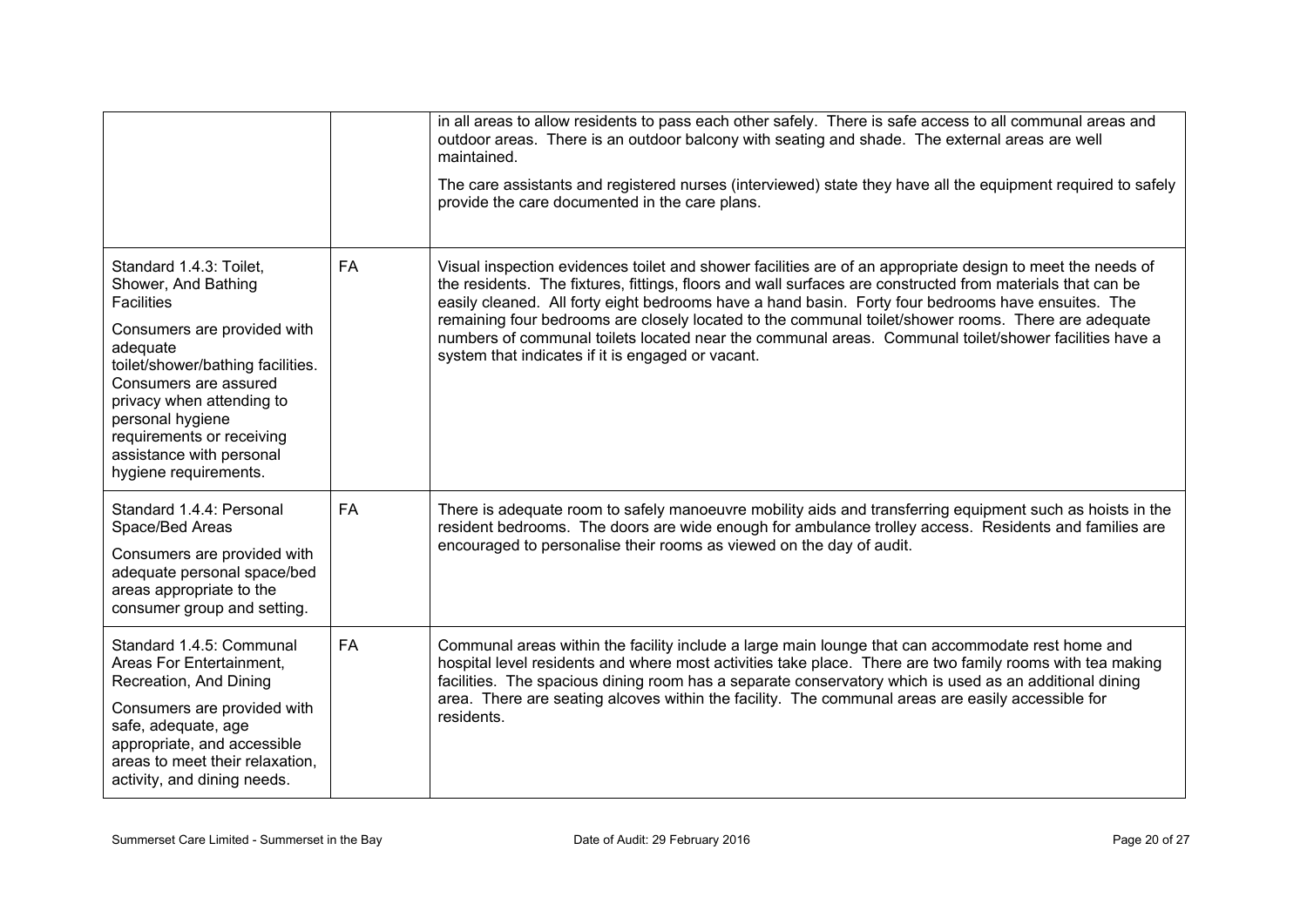| | | |
|---|---|---|
| | | in all areas to allow residents to pass each other safely. There is safe access to all communal areas and outdoor areas. There is an outdoor balcony with seating and shade. The external areas are well maintained.<br><br>The care assistants and registered nurses (interviewed) state they have all the equipment required to safely provide the care documented in the care plans. |
| Standard 1.4.3: Toilet, Shower, And Bathing Facilities<br><br>Consumers are provided with adequate toilet/shower/bathing facilities. Consumers are assured privacy when attending to personal hygiene requirements or receiving assistance with personal hygiene requirements. | FA | Visual inspection evidences toilet and shower facilities are of an appropriate design to meet the needs of the residents. The fixtures, fittings, floors and wall surfaces are constructed from materials that can be easily cleaned. All forty eight bedrooms have a hand basin. Forty four bedrooms have ensuites. The remaining four bedrooms are closely located to the communal toilet/shower rooms. There are adequate numbers of communal toilets located near the communal areas. Communal toilet/shower facilities have a system that indicates if it is engaged or vacant. |
| Standard 1.4.4: Personal Space/Bed Areas<br><br>Consumers are provided with adequate personal space/bed areas appropriate to the consumer group and setting. | FA | There is adequate room to safely manoeuvre mobility aids and transferring equipment such as hoists in the resident bedrooms. The doors are wide enough for ambulance trolley access. Residents and families are encouraged to personalise their rooms as viewed on the day of audit. |
| Standard 1.4.5: Communal Areas For Entertainment, Recreation, And Dining<br><br>Consumers are provided with safe, adequate, age appropriate, and accessible areas to meet their relaxation, activity, and dining needs. | FA | Communal areas within the facility include a large main lounge that can accommodate rest home and hospital level residents and where most activities take place. There are two family rooms with tea making facilities. The spacious dining room has a separate conservatory which is used as an additional dining area. There are seating alcoves within the facility. The communal areas are easily accessible for residents. |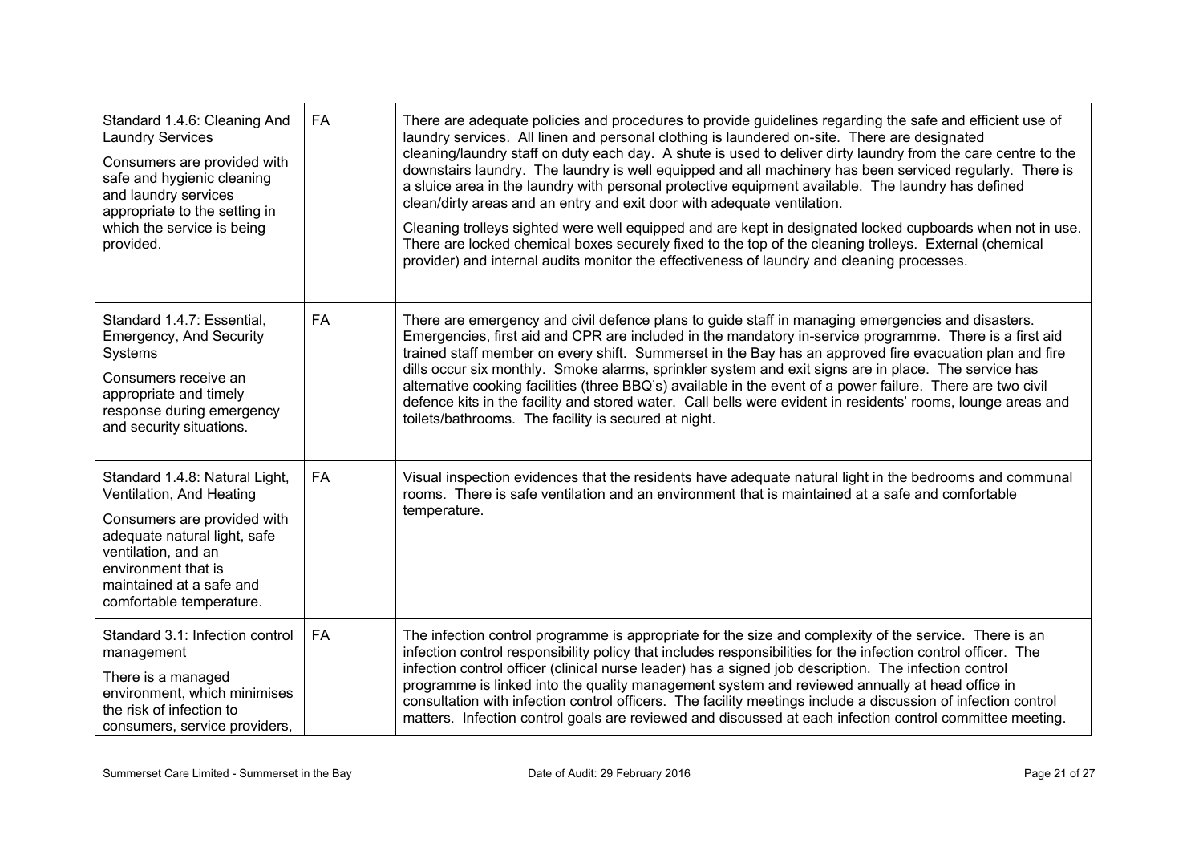| | | |
|---|---|---|
| Standard 1.4.6: Cleaning And Laundry Services<br><br>Consumers are provided with safe and hygienic cleaning and laundry services appropriate to the setting in which the service is being provided. | FA | There are adequate policies and procedures to provide guidelines regarding the safe and efficient use of laundry services. All linen and personal clothing is laundered on-site. There are designated cleaning/laundry staff on duty each day. A shute is used to deliver dirty laundry from the care centre to the downstairs laundry. The laundry is well equipped and all machinery has been serviced regularly. There is a sluice area in the laundry with personal protective equipment available. The laundry has defined clean/dirty areas and an entry and exit door with adequate ventilation.<br><br>Cleaning trolleys sighted were well equipped and are kept in designated locked cupboards when not in use. There are locked chemical boxes securely fixed to the top of the cleaning trolleys. External (chemical provider) and internal audits monitor the effectiveness of laundry and cleaning processes. |
| Standard 1.4.7: Essential, Emergency, And Security Systems<br><br>Consumers receive an appropriate and timely response during emergency and security situations. | FA | There are emergency and civil defence plans to guide staff in managing emergencies and disasters. Emergencies, first aid and CPR are included in the mandatory in-service programme. There is a first aid trained staff member on every shift. Summerset in the Bay has an approved fire evacuation plan and fire dills occur six monthly. Smoke alarms, sprinkler system and exit signs are in place. The service has alternative cooking facilities (three BBQ's) available in the event of a power failure. There are two civil defence kits in the facility and stored water. Call bells were evident in residents' rooms, lounge areas and toilets/bathrooms. The facility is secured at night. |
| Standard 1.4.8: Natural Light, Ventilation, And Heating<br><br>Consumers are provided with adequate natural light, safe ventilation, and an environment that is maintained at a safe and comfortable temperature. | FA | Visual inspection evidences that the residents have adequate natural light in the bedrooms and communal rooms. There is safe ventilation and an environment that is maintained at a safe and comfortable temperature. |
| Standard 3.1: Infection control management<br><br>There is a managed environment, which minimises the risk of infection to consumers, service providers, | FA | The infection control programme is appropriate for the size and complexity of the service. There is an infection control responsibility policy that includes responsibilities for the infection control officer. The infection control officer (clinical nurse leader) has a signed job description. The infection control programme is linked into the quality management system and reviewed annually at head office in consultation with infection control officers. The facility meetings include a discussion of infection control matters. Infection control goals are reviewed and discussed at each infection control committee meeting. |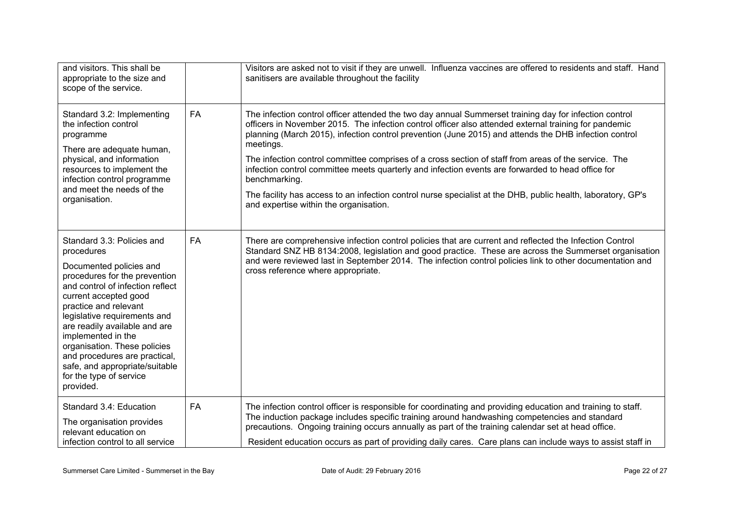| | | |
|---|---|---|
| and visitors. This shall be appropriate to the size and scope of the service. | | Visitors are asked not to visit if they are unwell. Influenza vaccines are offered to residents and staff. Hand sanitisers are available throughout the facility |
| Standard 3.2: Implementing the infection control programme<br><br>There are adequate human, physical, and information resources to implement the infection control programme and meet the needs of the organisation. | FA | The infection control officer attended the two day annual Summerset training day for infection control officers in November 2015. The infection control officer also attended external training for pandemic planning (March 2015), infection control prevention (June 2015) and attends the DHB infection control meetings.<br><br>The infection control committee comprises of a cross section of staff from areas of the service. The infection control committee meets quarterly and infection events are forwarded to head office for benchmarking.<br><br>The facility has access to an infection control nurse specialist at the DHB, public health, laboratory, GP's and expertise within the organisation. |
| Standard 3.3: Policies and procedures<br><br>Documented policies and procedures for the prevention and control of infection reflect current accepted good practice and relevant legislative requirements and are readily available and are implemented in the organisation. These policies and procedures are practical, safe, and appropriate/suitable for the type of service provided. | FA | There are comprehensive infection control policies that are current and reflected the Infection Control Standard SNZ HB 8134:2008, legislation and good practice. These are across the Summerset organisation and were reviewed last in September 2014. The infection control policies link to other documentation and cross reference where appropriate. |
| Standard 3.4: Education<br><br>The organisation provides relevant education on infection control to all service | FA | The infection control officer is responsible for coordinating and providing education and training to staff. The induction package includes specific training around handwashing competencies and standard precautions. Ongoing training occurs annually as part of the training calendar set at head office.<br><br>Resident education occurs as part of providing daily cares. Care plans can include ways to assist staff in |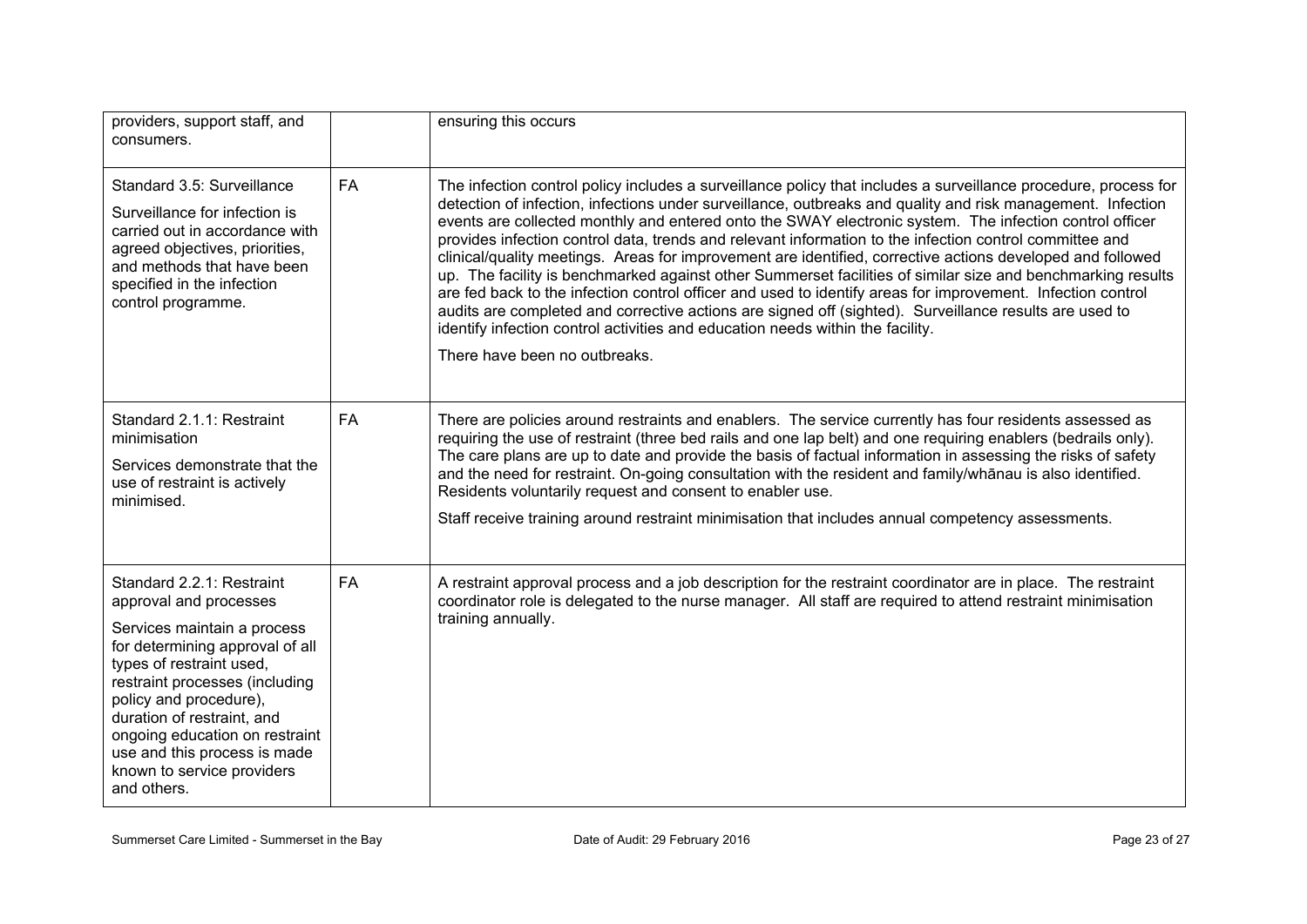| | | |
|---|---|---|
| providers, support staff, and consumers. | | ensuring this occurs |
| Standard 3.5: Surveillance<br><br>Surveillance for infection is carried out in accordance with agreed objectives, priorities, and methods that have been specified in the infection control programme. | FA | The infection control policy includes a surveillance policy that includes a surveillance procedure, process for detection of infection, infections under surveillance, outbreaks and quality and risk management. Infection events are collected monthly and entered onto the SWAY electronic system. The infection control officer provides infection control data, trends and relevant information to the infection control committee and clinical/quality meetings. Areas for improvement are identified, corrective actions developed and followed up. The facility is benchmarked against other Summerset facilities of similar size and benchmarking results are fed back to the infection control officer and used to identify areas for improvement. Infection control audits are completed and corrective actions are signed off (sighted). Surveillance results are used to identify infection control activities and education needs within the facility.<br><br>There have been no outbreaks. |
| Standard 2.1.1: Restraint minimisation<br><br>Services demonstrate that the use of restraint is actively minimised. | FA | There are policies around restraints and enablers. The service currently has four residents assessed as requiring the use of restraint (three bed rails and one lap belt) and one requiring enablers (bedrails only). The care plans are up to date and provide the basis of factual information in assessing the risks of safety and the need for restraint. On-going consultation with the resident and family/whānau is also identified. Residents voluntarily request and consent to enabler use.<br><br>Staff receive training around restraint minimisation that includes annual competency assessments. |
| Standard 2.2.1: Restraint approval and processes<br><br>Services maintain a process for determining approval of all types of restraint used, restraint processes (including policy and procedure), duration of restraint, and ongoing education on restraint use and this process is made known to service providers and others. | FA | A restraint approval process and a job description for the restraint coordinator are in place. The restraint coordinator role is delegated to the nurse manager. All staff are required to attend restraint minimisation training annually. |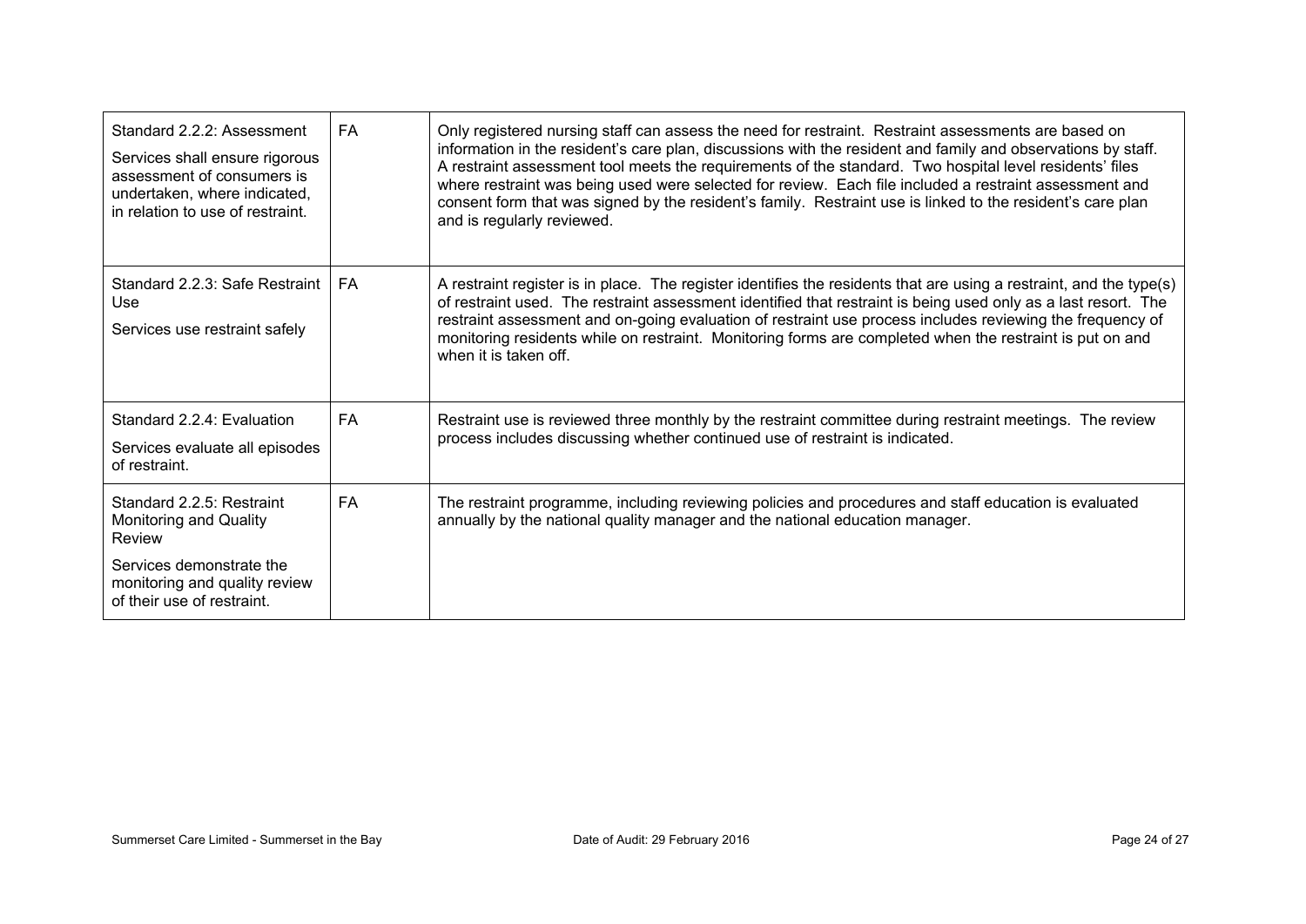| | | |
|---|---|---|
| Standard 2.2.2: Assessment<br><br>Services shall ensure rigorous assessment of consumers is undertaken, where indicated, in relation to use of restraint. | FA | Only registered nursing staff can assess the need for restraint. Restraint assessments are based on information in the resident's care plan, discussions with the resident and family and observations by staff. A restraint assessment tool meets the requirements of the standard. Two hospital level residents' files where restraint was being used were selected for review. Each file included a restraint assessment and consent form that was signed by the resident's family. Restraint use is linked to the resident's care plan and is regularly reviewed. |
| Standard 2.2.3: Safe Restraint Use<br><br>Services use restraint safely | FA | A restraint register is in place. The register identifies the residents that are using a restraint, and the type(s) of restraint used. The restraint assessment identified that restraint is being used only as a last resort. The restraint assessment and on-going evaluation of restraint use process includes reviewing the frequency of monitoring residents while on restraint. Monitoring forms are completed when the restraint is put on and when it is taken off. |
| Standard 2.2.4: Evaluation<br><br>Services evaluate all episodes of restraint. | FA | Restraint use is reviewed three monthly by the restraint committee during restraint meetings. The review process includes discussing whether continued use of restraint is indicated. |
| Standard 2.2.5: Restraint Monitoring and Quality Review<br><br>Services demonstrate the monitoring and quality review of their use of restraint. | FA | The restraint programme, including reviewing policies and procedures and staff education is evaluated annually by the national quality manager and the national education manager. |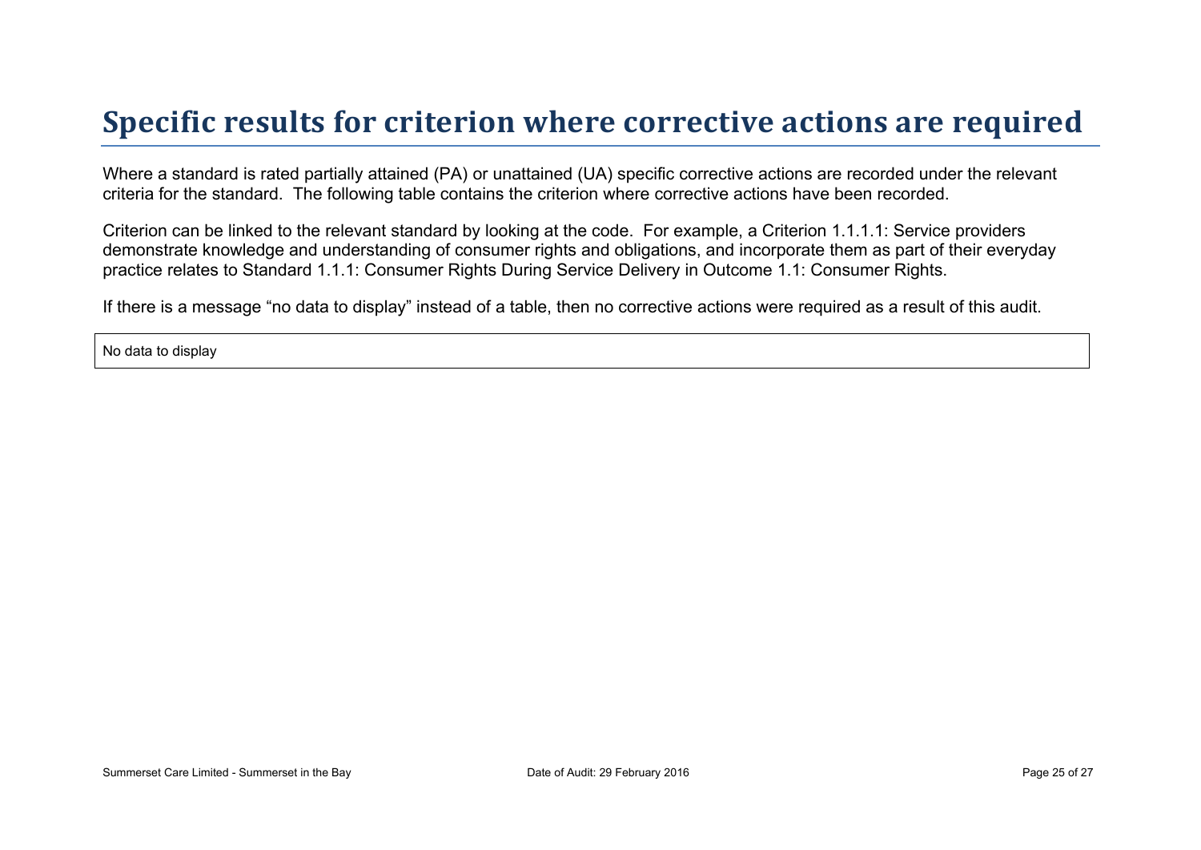# Specific results for criterion where corrective actions are required

Where a standard is rated partially attained (PA) or unattained (UA) specific corrective actions are recorded under the relevant criteria for the standard. The following table contains the criterion where corrective actions have been recorded.

Criterion can be linked to the relevant standard by looking at the code. For example, a Criterion 1.1.1.1: Service providers demonstrate knowledge and understanding of consumer rights and obligations, and incorporate them as part of their everyday practice relates to Standard 1.1.1: Consumer Rights During Service Delivery in Outcome 1.1: Consumer Rights.

If there is a message “no data to display” instead of a table, then no corrective actions were required as a result of this audit.

| No data to display |
| --- |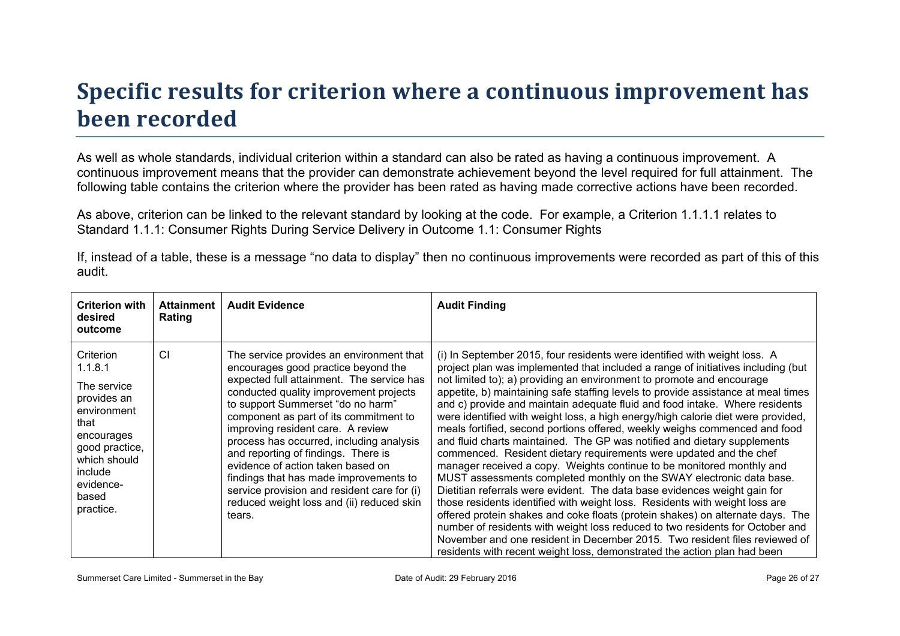# Specific results for criterion where a continuous improvement has been recorded

As well as whole standards, individual criterion within a standard can also be rated as having a continuous improvement. A continuous improvement means that the provider can demonstrate achievement beyond the level required for full attainment. The following table contains the criterion where the provider has been rated as having made corrective actions have been recorded.

As above, criterion can be linked to the relevant standard by looking at the code. For example, a Criterion 1.1.1.1 relates to Standard 1.1.1: Consumer Rights During Service Delivery in Outcome 1.1: Consumer Rights

If, instead of a table, these is a message "no data to display" then no continuous improvements were recorded as part of this of this audit.

| Criterion with desired outcome | Attainment Rating | Audit Evidence | Audit Finding |
|---|---|---|---|
| Criterion 1.1.8.1<br><br>The service provides an environment that encourages good practice, which should include evidence-based practice. | CI | The service provides an environment that encourages good practice beyond the expected full attainment. The service has conducted quality improvement projects to support Summerset "do no harm" component as part of its commitment to improving resident care. A review process has occurred, including analysis and reporting of findings. There is evidence of action taken based on findings that has made improvements to service provision and resident care for (i) reduced weight loss and (ii) reduced skin tears. | (i) In September 2015, four residents were identified with weight loss. A project plan was implemented that included a range of initiatives including (but not limited to); a) providing an environment to promote and encourage appetite, b) maintaining safe staffing levels to provide assistance at meal times and c) provide and maintain adequate fluid and food intake. Where residents were identified with weight loss, a high energy/high calorie diet were provided, meals fortified, second portions offered, weekly weighs commenced and food and fluid charts maintained. The GP was notified and dietary supplements commenced. Resident dietary requirements were updated and the chef manager received a copy. Weights continue to be monitored monthly and MUST assessments completed monthly on the SWAY electronic data base. Dietitian referrals were evident. The data base evidences weight gain for those residents identified with weight loss. Residents with weight loss are offered protein shakes and coke floats (protein shakes) on alternate days. The number of residents with weight loss reduced to two residents for October and November and one resident in December 2015. Two resident files reviewed of residents with recent weight loss, demonstrated the action plan had been |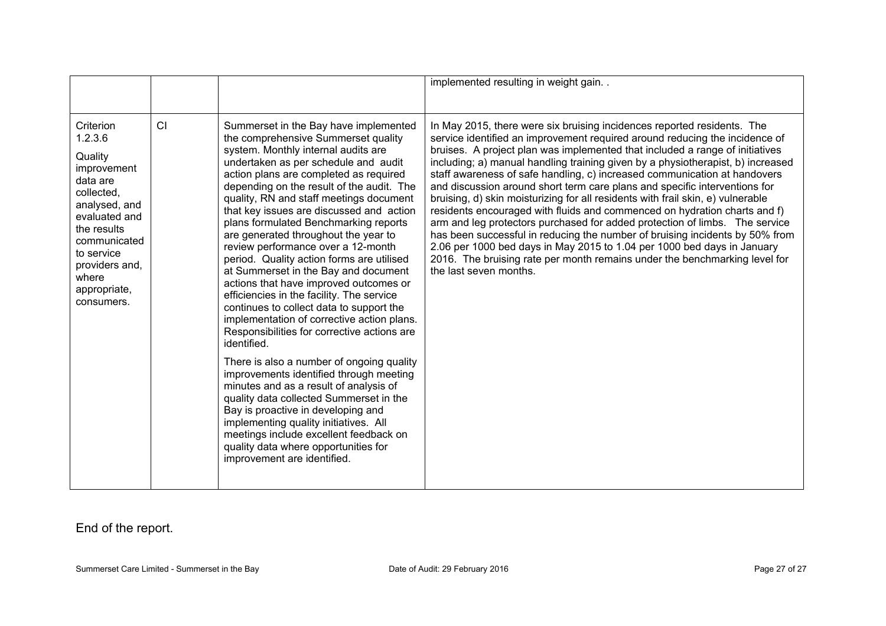| | | | |
|---|---|---|---|
| | | | implemented resulting in weight gain. . |
| Criterion 1.2.3.6<br><br>Quality improvement data are collected, analysed, and evaluated and the results communicated to service providers and, where appropriate, consumers. | CI | Summerset in the Bay have implemented the comprehensive Summerset quality system. Monthly internal audits are undertaken as per schedule and audit action plans are completed as required depending on the result of the audit. The quality, RN and staff meetings document that key issues are discussed and action plans formulated Benchmarking reports are generated throughout the year to review performance over a 12-month period. Quality action forms are utilised at Summerset in the Bay and document actions that have improved outcomes or efficiencies in the facility. The service continues to collect data to support the implementation of corrective action plans. Responsibilities for corrective actions are identified.<br><br>There is also a number of ongoing quality improvements identified through meeting minutes and as a result of analysis of quality data collected Summerset in the Bay is proactive in developing and implementing quality initiatives. All meetings include excellent feedback on quality data where opportunities for improvement are identified. | In May 2015, there were six bruising incidences reported residents. The service identified an improvement required around reducing the incidence of bruises. A project plan was implemented that included a range of initiatives including; a) manual handling training given by a physiotherapist, b) increased staff awareness of safe handling, c) increased communication at handovers and discussion around short term care plans and specific interventions for bruising, d) skin moisturizing for all residents with frail skin, e) vulnerable residents encouraged with fluids and commenced on hydration charts and f) arm and leg protectors purchased for added protection of limbs. The service has been successful in reducing the number of bruising incidents by 50% from 2.06 per 1000 bed days in May 2015 to 1.04 per 1000 bed days in January 2016. The bruising rate per month remains under the benchmarking level for the last seven months. |

End of the report.